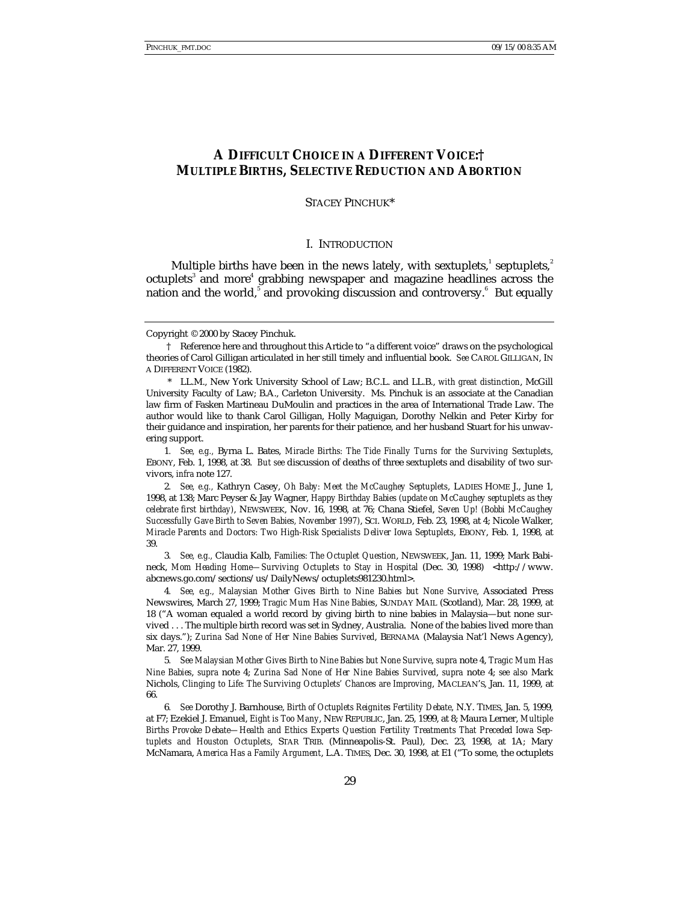# A DIFFICULT CHOICE IN A DIFFERENT VOICE:† MULTIPLE BIRTHS, SELECTIVE REDUCTION AND ABORTION

STACEY PINCHUK*

## I. INTRODUCTION

Multiple births have been in the news lately, with sextuplets,[1] septuplets,[2] octuplets[3] and more[4] grabbing newspaper and magazine headlines across the nation and the world,[5] and provoking discussion and controversy.[6] But equally

---

Copyright © 2000 by Stacey Pinchuk.

† Reference here and throughout this Article to "a different voice" draws on the psychological theories of Carol Gilligan articulated in her still timely and influential book. *See* CAROL GILLIGAN, IN A DIFFERENT VOICE (1982).

\* LL.M., New York University School of Law; B.C.L. and LL.B., *with great distinction*, McGill University Faculty of Law; B.A., Carleton University. Ms. Pinchuk is an associate at the Canadian law firm of Fasken Martineau DuMoulin and practices in the area of International Trade Law. The author would like to thank Carol Gilligan, Holly Maguigan, Dorothy Nelkin and Peter Kirby for their guidance and inspiration, her parents for their patience, and her husband Stuart for his unwavering support.

1. *See, e.g.*, Byrna L. Bates, *Miracle Births: The Tide Finally Turns for the Surviving Sextuplets*, EBONY, Feb. 1, 1998, at 38. *But see* discussion of deaths of three sextuplets and disability of two survivors, *infra* note 127.

2. *See, e.g.*, Kathryn Casey, *Oh Baby: Meet the McCaughey Septuplets*, LADIES HOME J., June 1, 1998, at 138; Marc Peyser & Jay Wagner, *Happy Birthday Babies (update on McCaughey septuplets as they celebrate first birthday)*, NEWSWEEK, Nov. 16, 1998, at 76; Chana Stiefel, *Seven Up! (Bobbi McCaughey Successfully Gave Birth to Seven Babies, November 1997)*, SCI. WORLD, Feb. 23, 1998, at 4; Nicole Walker, *Miracle Parents and Doctors: Two High-Risk Specialists Deliver Iowa Septuplets*, EBONY, Feb. 1, 1998, at 39.

3. *See, e.g.*, Claudia Kalb, *Families: The Octuplet Question*, NEWSWEEK, Jan. 11, 1999; Mark Babineck, *Mom Heading Home—Surviving Octuplets to Stay in Hospital* (Dec. 30, 1998) <http://www.abcnews.go.com/sections/us/DailyNews/octuplets981230.html>.

4. *See, e.g.*, *Malaysian Mother Gives Birth to Nine Babies but None Survive*, Associated Press Newswires, March 27, 1999; *Tragic Mum Has Nine Babies*, SUNDAY MAIL (Scotland), Mar. 28, 1999, at 18 ("A woman equaled a world record by giving birth to nine babies in Malaysia—but none survived . . . The multiple birth record was set in Sydney, Australia. None of the babies lived more than six days."); *Zurina Sad None of Her Nine Babies Survived*, BERNAMA (Malaysia Nat'l News Agency), Mar. 27, 1999.

5. *See Malaysian Mother Gives Birth to Nine Babies but None Survive*, *supra* note 4, *Tragic Mum Has Nine Babies*, *supra* note 4; *Zurina Sad None of Her Nine Babies Survived*, *supra* note 4; *see also* Mark Nichols, *Clinging to Life: The Surviving Octuplets' Chances are Improving*, MACLEAN'S, Jan. 11, 1999, at 66.

6. *See* Dorothy J. Barnhouse, *Birth of Octuplets Reignites Fertility Debate*, N.Y. TIMES, Jan. 5, 1999, at F7; Ezekiel J. Emanuel, *Eight is Too Many*, NEW REPUBLIC, Jan. 25, 1999, at 8; Maura Lerner, *Multiple Births Provoke Debate—Health and Ethics Experts Question Fertility Treatments That Preceded Iowa Septuplets and Houston Octuplets*, STAR TRIB. (Minneapolis-St. Paul), Dec. 23, 1998, at 1A; Mary McNamara, *America Has a Family Argument*, L.A. TIMES, Dec. 30, 1998, at E1 ("To some, the octuplets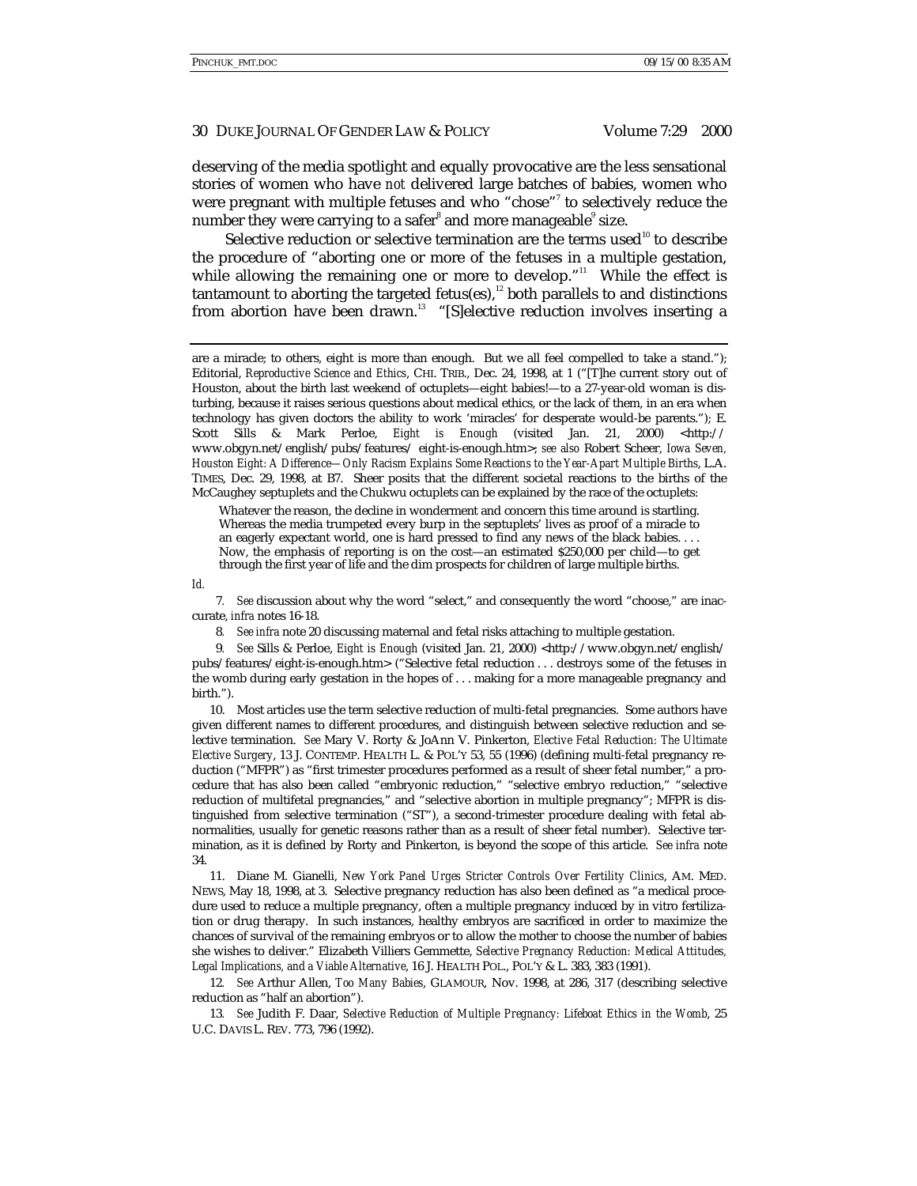deserving of the media spotlight and equally provocative are the less sensational stories of women who have *not* delivered large batches of babies, women who were pregnant with multiple fetuses and who "chose"[7] to selectively reduce the number they were carrying to a safer[8] and more manageable[9] size.

Selective reduction or selective termination are the terms used[10] to describe the procedure of "aborting one or more of the fetuses in a multiple gestation, while allowing the remaining one or more to develop."[11] While the effect is tantamount to aborting the targeted fetus(es),[12] both parallels to and distinctions from abortion have been drawn.[13] "[S]elective reduction involves inserting a

---

are a miracle; to others, eight is more than enough. But we all feel compelled to take a stand."); Editorial, *Reproductive Science and Ethics*, CHI. TRIB., Dec. 24, 1998, at 1 ("[T]he current story out of Houston, about the birth last weekend of octuplets—eight babies!—to a 27-year-old woman is disturbing, because it raises serious questions about medical ethics, or the lack of them, in an era when technology has given doctors the ability to work 'miracles' for desperate would-be parents."); E. Scott Sills & Mark Perloe, *Eight is Enough* (visited Jan. 21, 2000) <http://www.obgyn.net/english/pubs/features/eight-is-enough.htm>; *see also* Robert Scheer, *Iowa Seven, Houston Eight: A Difference—Only Racism Explains Some Reactions to the Year-Apart Multiple Births*, L.A. TIMES, Dec. 29, 1998, at B7. Sheer posits that the different societal reactions to the births of the McCaughey septuplets and the Chukwu octuplets can be explained by the race of the octuplets:

> Whatever the reason, the decline in wonderment and concern this time around is startling. Whereas the media trumpeted every burp in the septuplets' lives as proof of a miracle to an eagerly expectant world, one is hard pressed to find any news of the black babies. . . . Now, the emphasis of reporting is on the cost—an estimated $250,000 per child—to get through the first year of life and the dim prospects for children of large multiple births.

*Id.*

7. *See* discussion about why the word "select," and consequently the word "choose," are inaccurate, *infra* notes 16-18.

8. *See infra* note 20 discussing maternal and fetal risks attaching to multiple gestation.

9. *See* Sills & Perloe, *Eight is Enough* (visited Jan. 21, 2000) <http://www.obgyn.net/english/pubs/features/eight-is-enough.htm> ("Selective fetal reduction . . . destroys some of the fetuses in the womb during early gestation in the hopes of . . . making for a more manageable pregnancy and birth.").

10. Most articles use the term selective reduction of multi-fetal pregnancies. Some authors have given different names to different procedures, and distinguish between selective reduction and selective termination. *See* Mary V. Rorty & JoAnn V. Pinkerton, *Elective Fetal Reduction: The Ultimate Elective Surgery*, 13 J. CONTEMP. HEALTH L. & POL'Y 53, 55 (1996) (defining multi-fetal pregnancy reduction ("MFPR") as "first trimester procedures performed as a result of sheer fetal number," a procedure that has also been called "embryonic reduction," "selective embryo reduction," "selective reduction of multifetal pregnancies," and "selective abortion in multiple pregnancy"; MFPR is distinguished from selective termination ("ST"), a second-trimester procedure dealing with fetal abnormalities, usually for genetic reasons rather than as a result of sheer fetal number). Selective termination, as it is defined by Rorty and Pinkerton, is beyond the scope of this article. *See infra* note 34.

11. Diane M. Gianelli, *New York Panel Urges Stricter Controls Over Fertility Clinics*, AM. MED. NEWS, May 18, 1998, at 3. Selective pregnancy reduction has also been defined as "a medical procedure used to reduce a multiple pregnancy, often a multiple pregnancy induced by in vitro fertilization or drug therapy. In such instances, healthy embryos are sacrificed in order to maximize the chances of survival of the remaining embryos or to allow the mother to choose the number of babies she wishes to deliver." Elizabeth Villiers Gemmette, *Selective Pregnancy Reduction: Medical Attitudes, Legal Implications, and a Viable Alternative*, 16 J. HEALTH POL., POL'Y & L. 383, 383 (1991).

12. *See* Arthur Allen, *Too Many Babies*, GLAMOUR, Nov. 1998, at 286, 317 (describing selective reduction as "half an abortion").

13. *See* Judith F. Daar, *Selective Reduction of Multiple Pregnancy: Lifeboat Ethics in the Womb*, 25 U.C. DAVIS L. REV. 773, 796 (1992).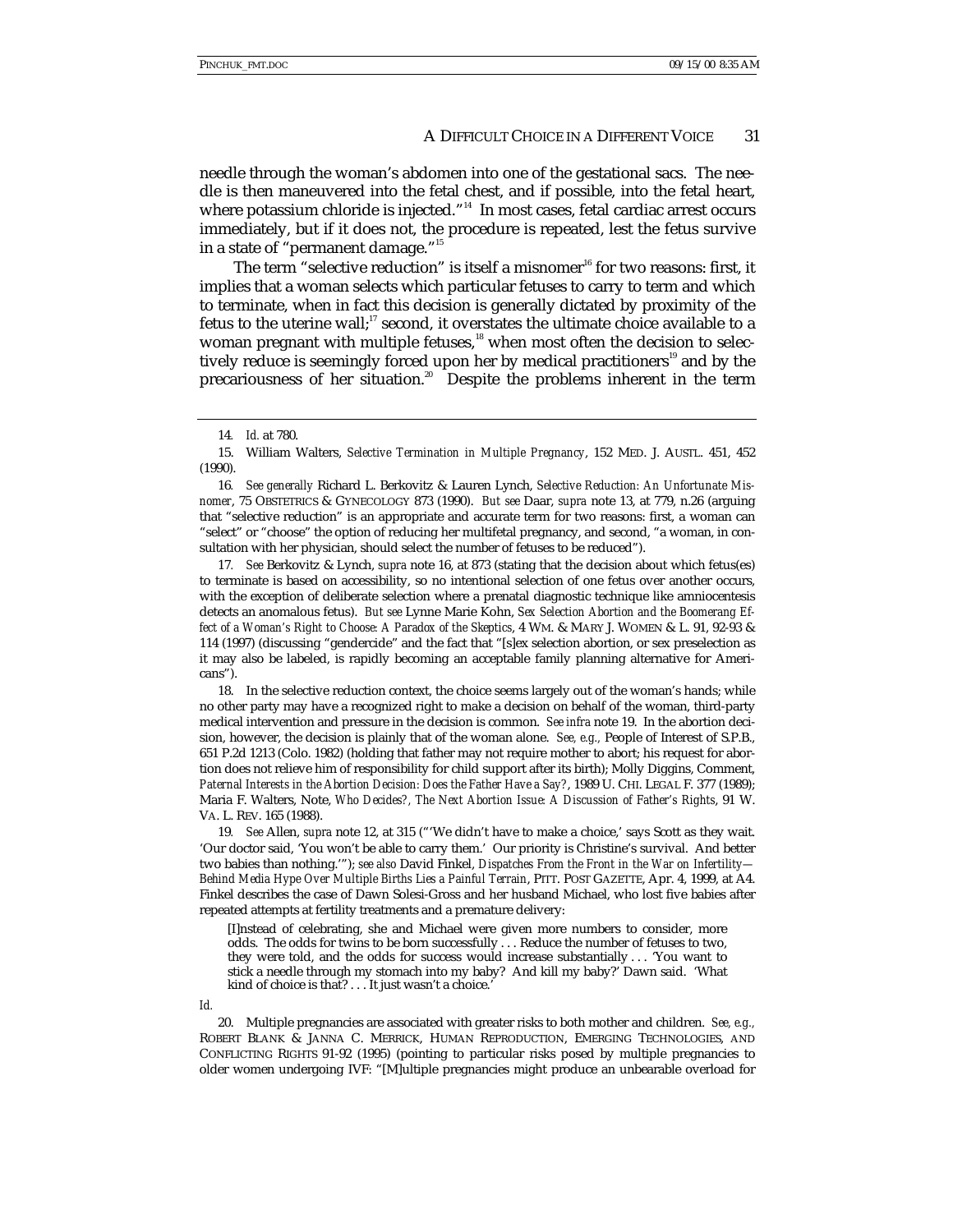needle through the woman's abdomen into one of the gestational sacs. The needle is then maneuvered into the fetal chest, and if possible, into the fetal heart, where potassium chloride is injected."[14] In most cases, fetal cardiac arrest occurs immediately, but if it does not, the procedure is repeated, lest the fetus survive in a state of "permanent damage."[15]

The term "selective reduction" is itself a misnomer[16] for two reasons: first, it implies that a woman selects which particular fetuses to carry to term and which to terminate, when in fact this decision is generally dictated by proximity of the fetus to the uterine wall;[17] second, it overstates the ultimate choice available to a woman pregnant with multiple fetuses,[18] when most often the decision to selectively reduce is seemingly forced upon her by medical practitioners[19] and by the precariousness of her situation.[20] Despite the problems inherent in the term

---

14. *Id.* at 780.

15. William Walters, *Selective Termination in Multiple Pregnancy*, 152 MED. J. AUSTL. 451, 452 (1990).

16. *See generally* Richard L. Berkovitz & Lauren Lynch, *Selective Reduction: An Unfortunate Misnomer*, 75 OBSTETRICS & GYNECOLOGY 873 (1990). *But see* Daar, *supra* note 13, at 779, n.26 (arguing that "selective reduction" is an appropriate and accurate term for two reasons: first, a woman can "select" or "choose" the option of reducing her multifetal pregnancy, and second, "a woman, in consultation with her physician, should select the number of fetuses to be reduced").

17. *See* Berkovitz & Lynch, *supra* note 16, at 873 (stating that the decision about which fetus(es) to terminate is based on accessibility, so no intentional selection of one fetus over another occurs, with the exception of deliberate selection where a prenatal diagnostic technique like amniocentesis detects an anomalous fetus). *But see* Lynne Marie Kohn, *Sex Selection Abortion and the Boomerang Effect of a Woman's Right to Choose: A Paradox of the Skeptics*, 4 WM. & MARY J. WOMEN & L. 91, 92-93 & 114 (1997) (discussing "gendercide" and the fact that "[s]ex selection abortion, or sex preselection as it may also be labeled, is rapidly becoming an acceptable family planning alternative for Americans").

18. In the selective reduction context, the choice seems largely out of the woman's hands; while no other party may have a recognized right to make a decision on behalf of the woman, third-party medical intervention and pressure in the decision is common. *See infra* note 19. In the abortion decision, however, the decision is plainly that of the woman alone. *See, e.g.,* People of Interest of S.P.B., 651 P.2d 1213 (Colo. 1982) (holding that father may not require mother to abort; his request for abortion does not relieve him of responsibility for child support after its birth); Molly Diggins, Comment, *Paternal Interests in the Abortion Decision: Does the Father Have a Say?*, 1989 U. CHI. LEGAL F. 377 (1989); Maria F. Walters, Note, *Who Decides?, The Next Abortion Issue: A Discussion of Father's Rights*, 91 W. VA. L. REV. 165 (1988).

19. *See* Allen, *supra* note 12, at 315 ("'We didn't have to make a choice,' says Scott as they wait. 'Our doctor said, 'You won't be able to carry them.' Our priority is Christine's survival. And better two babies than nothing.'"); *see also* David Finkel, *Dispatches From the Front in the War on Infertility—Behind Media Hype Over Multiple Births Lies a Painful Terrain*, PITT. POST GAZETTE, Apr. 4, 1999, at A4. Finkel describes the case of Dawn Solesi-Gross and her husband Michael, who lost five babies after repeated attempts at fertility treatments and a premature delivery:

> [I]nstead of celebrating, she and Michael were given more numbers to consider, more odds. The odds for twins to be born successfully . . . Reduce the number of fetuses to two, they were told, and the odds for success would increase substantially . . . 'You want to stick a needle through my stomach into my baby? And kill my baby?' Dawn said. 'What kind of choice is that? . . . It just wasn't a choice.'

*Id.*

20. Multiple pregnancies are associated with greater risks to both mother and children. *See, e.g.,* ROBERT BLANK & JANNA C. MERRICK, HUMAN REPRODUCTION, EMERGING TECHNOLOGIES, AND CONFLICTING RIGHTS 91-92 (1995) (pointing to particular risks posed by multiple pregnancies to older women undergoing IVF: "[M]ultiple pregnancies might produce an unbearable overload for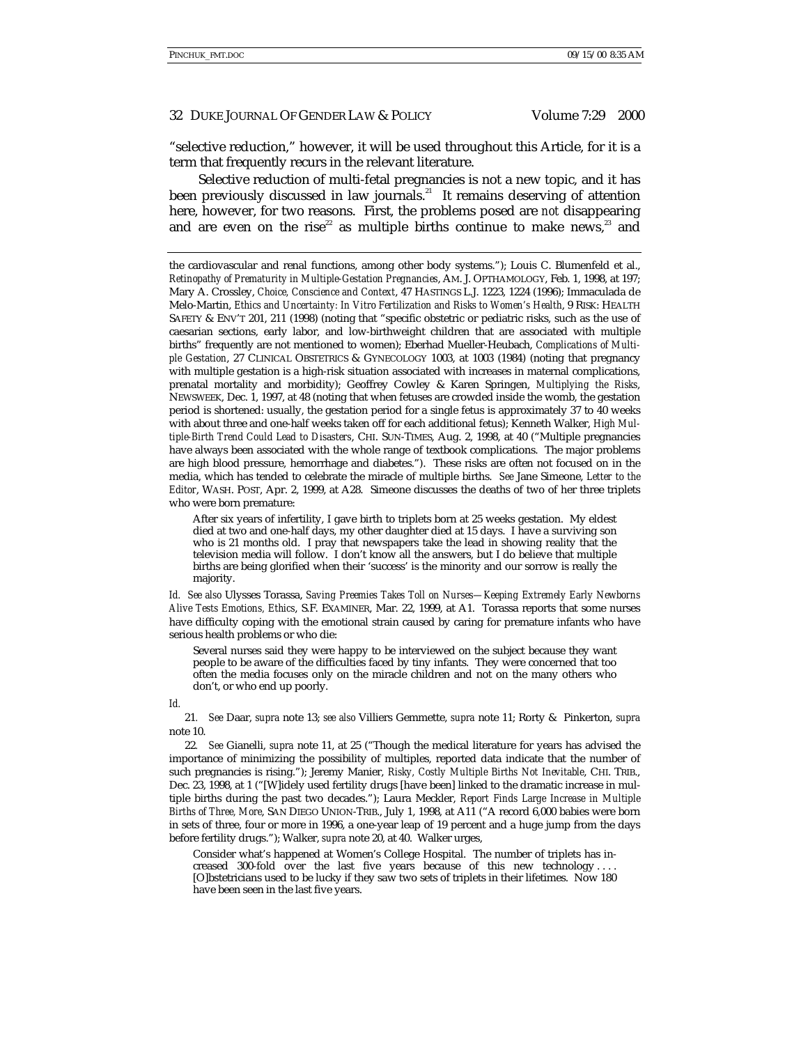"selective reduction," however, it will be used throughout this Article, for it is a term that frequently recurs in the relevant literature.

Selective reduction of multi-fetal pregnancies is not a new topic, and it has been previously discussed in law journals.[21] It remains deserving of attention here, however, for two reasons. First, the problems posed are *not* disappearing and are even on the rise[22] as multiple births continue to make news,[23] and

---

the cardiovascular and renal functions, among other body systems."); Louis C. Blumenfeld et al., *Retinopathy of Prematurity in Multiple-Gestation Pregnancies*, AM. J. OPTHAMOLOGY, Feb. 1, 1998, at 197; Mary A. Crossley, *Choice, Conscience and Context*, 47 HASTINGS L.J. 1223, 1224 (1996); Immaculada de Melo-Martin, *Ethics and Uncertainty: In Vitro Fertilization and Risks to Women's Health*, 9 RISK: HEALTH SAFETY & ENV'T 201, 211 (1998) (noting that "specific obstetric or pediatric risks, such as the use of caesarian sections, early labor, and low-birthweight children that are associated with multiple births" frequently are not mentioned to women); Eberhad Mueller-Heubach, *Complications of Multiple Gestation*, 27 CLINICAL OBSTETRICS & GYNECOLOGY 1003, at 1003 (1984) (noting that pregnancy with multiple gestation is a high-risk situation associated with increases in maternal complications, prenatal mortality and morbidity); Geoffrey Cowley & Karen Springen, *Multiplying the Risks*, NEWSWEEK, Dec. 1, 1997, at 48 (noting that when fetuses are crowded inside the womb, the gestation period is shortened: usually, the gestation period for a single fetus is approximately 37 to 40 weeks with about three and one-half weeks taken off for each additional fetus); Kenneth Walker, *High Multiple-Birth Trend Could Lead to Disasters*, CHI. SUN-TIMES, Aug. 2, 1998, at 40 ("Multiple pregnancies have always been associated with the whole range of textbook complications. The major problems are high blood pressure, hemorrhage and diabetes."). These risks are often not focused on in the media, which has tended to celebrate the miracle of multiple births. *See* Jane Simeone, *Letter to the Editor*, WASH. POST, Apr. 2, 1999, at A28. Simeone discusses the deaths of two of her three triplets who were born premature:

> After six years of infertility, I gave birth to triplets born at 25 weeks gestation. My eldest died at two and one-half days, my other daughter died at 15 days. I have a surviving son who is 21 months old. I pray that newspapers take the lead in showing reality that the television media will follow. I don't know all the answers, but I do believe that multiple births are being glorified when their 'success' is the minority and our sorrow is really the majority.

*Id. See also* Ulysses Torassa, *Saving Preemies Takes Toll on Nurses—Keeping Extremely Early Newborns Alive Tests Emotions, Ethics*, S.F. EXAMINER, Mar. 22, 1999, at A1. Torassa reports that some nurses have difficulty coping with the emotional strain caused by caring for premature infants who have serious health problems or who die:

> Several nurses said they were happy to be interviewed on the subject because they want people to be aware of the difficulties faced by tiny infants. They were concerned that too often the media focuses only on the miracle children and not on the many others who don't, or who end up poorly.

*Id.*

21. *See* Daar, *supra* note 13; *see also* Villiers Gemmette, *supra* note 11; Rorty & Pinkerton, *supra* note 10.

22. *See* Gianelli, *supra* note 11, at 25 ("Though the medical literature for years has advised the importance of minimizing the possibility of multiples, reported data indicate that the number of such pregnancies is rising."); Jeremy Manier, *Risky, Costly Multiple Births Not Inevitable*, CHI. TRIB., Dec. 23, 1998, at 1 ("[W]idely used fertility drugs [have been] linked to the dramatic increase in multiple births during the past two decades."); Laura Meckler, *Report Finds Large Increase in Multiple Births of Three, More*, SAN DIEGO UNION-TRIB., July 1, 1998, at A11 ("A record 6,000 babies were born in sets of three, four or more in 1996, a one-year leap of 19 percent and a huge jump from the days before fertility drugs."); Walker, *supra* note 20, at 40. Walker urges,

> Consider what's happened at Women's College Hospital. The number of triplets has increased 300-fold over the last five years because of this new technology . . . . [O]bstetricians used to be lucky if they saw two sets of triplets in their lifetimes. Now 180 have been seen in the last five years.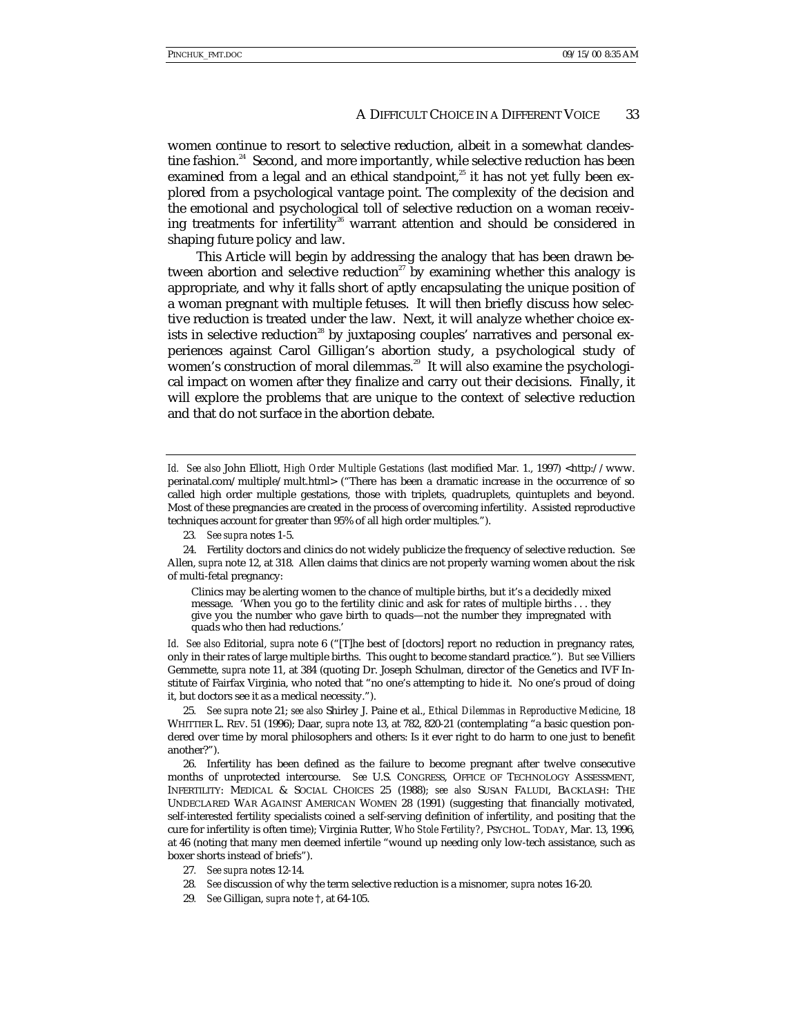women continue to resort to selective reduction, albeit in a somewhat clandestine fashion.[24] Second, and more importantly, while selective reduction has been examined from a legal and an ethical standpoint,[25] it has not yet fully been explored from a psychological vantage point. The complexity of the decision and the emotional and psychological toll of selective reduction on a woman receiving treatments for infertility[26] warrant attention and should be considered in shaping future policy and law.

This Article will begin by addressing the analogy that has been drawn between abortion and selective reduction[27] by examining whether this analogy is appropriate, and why it falls short of aptly encapsulating the unique position of a woman pregnant with multiple fetuses. It will then briefly discuss how selective reduction is treated under the law. Next, it will analyze whether choice exists in selective reduction[28] by juxtaposing couples' narratives and personal experiences against Carol Gilligan's abortion study, a psychological study of women's construction of moral dilemmas.[29] It will also examine the psychological impact on women after they finalize and carry out their decisions. Finally, it will explore the problems that are unique to the context of selective reduction and that do not surface in the abortion debate.

---

*Id. See also* John Elliott, *High Order Multiple Gestations* (last modified Mar. 1., 1997) <http://www.perinatal.com/multiple/mult.html> ("There has been a dramatic increase in the occurrence of so called high order multiple gestations, those with triplets, quadruplets, quintuplets and beyond. Most of these pregnancies are created in the process of overcoming infertility. Assisted reproductive techniques account for greater than 95% of all high order multiples.").

23. *See supra* notes 1-5.

24. Fertility doctors and clinics do not widely publicize the frequency of selective reduction. *See* Allen, *supra* note 12, at 318. Allen claims that clinics are not properly warning women about the risk of multi-fetal pregnancy:

> Clinics may be alerting women to the chance of multiple births, but it's a decidedly mixed message. 'When you go to the fertility clinic and ask for rates of multiple births . . . they give you the number who gave birth to quads—not the number they impregnated with quads who then had reductions.'

*Id. See also* Editorial, *supra* note 6 ("[T]he best of [doctors] report no reduction in pregnancy rates, only in their rates of large multiple births. This ought to become standard practice."). *But see* Villiers Gemmette, *supra* note 11, at 384 (quoting Dr. Joseph Schulman, director of the Genetics and IVF Institute of Fairfax Virginia, who noted that "no one's attempting to hide it. No one's proud of doing it, but doctors see it as a medical necessity.").

25. *See supra* note 21; *see also* Shirley J. Paine et al., *Ethical Dilemmas in Reproductive Medicine*, 18 WHITTIER L. REV. 51 (1996); Daar, *supra* note 13, at 782, 820-21 (contemplating "a basic question pondered over time by moral philosophers and others: Is it ever right to do harm to one just to benefit another?").

26. Infertility has been defined as the failure to become pregnant after twelve consecutive months of unprotected intercourse. *See* U.S. CONGRESS, OFFICE OF TECHNOLOGY ASSESSMENT, INFERTILITY: MEDICAL & SOCIAL CHOICES 25 (1988); *see also* SUSAN FALUDI, BACKLASH: THE UNDECLARED WAR AGAINST AMERICAN WOMEN 28 (1991) (suggesting that financially motivated, self-interested fertility specialists coined a self-serving definition of infertility, and positing that the cure for infertility is often time); Virginia Rutter, *Who Stole Fertility?*, PSYCHOL. TODAY, Mar. 13, 1996, at 46 (noting that many men deemed infertile "wound up needing only low-tech assistance, such as boxer shorts instead of briefs").

27. *See supra* notes 12-14.

28. *See* discussion of why the term selective reduction is a misnomer, *supra* notes 16-20.

29. *See* Gilligan, *supra* note †, at 64-105.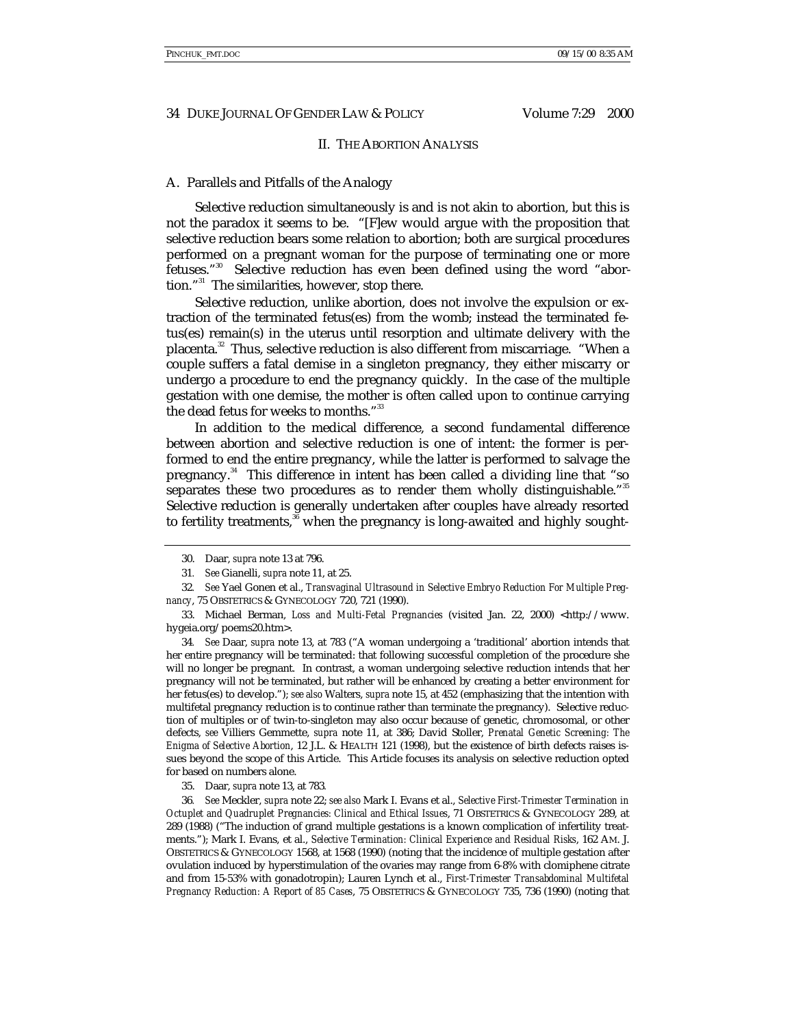## II. THE ABORTION ANALYSIS

### A. Parallels and Pitfalls of the Analogy

Selective reduction simultaneously is and is not akin to abortion, but this is not the paradox it seems to be. "[F]ew would argue with the proposition that selective reduction bears some relation to abortion; both are surgical procedures performed on a pregnant woman for the purpose of terminating one or more fetuses."[30] Selective reduction has even been defined using the word "abortion."[31] The similarities, however, stop there.

Selective reduction, unlike abortion, does not involve the expulsion or extraction of the terminated fetus(es) from the womb; instead the terminated fetus(es) remain(s) in the uterus until resorption and ultimate delivery with the placenta.[32] Thus, selective reduction is also different from miscarriage. "When a couple suffers a fatal demise in a singleton pregnancy, they either miscarry or undergo a procedure to end the pregnancy quickly. In the case of the multiple gestation with one demise, the mother is often called upon to continue carrying the dead fetus for weeks to months."[33]

In addition to the medical difference, a second fundamental difference between abortion and selective reduction is one of intent: the former is performed to end the entire pregnancy, while the latter is performed to salvage the pregnancy.[34] This difference in intent has been called a dividing line that "so separates these two procedures as to render them wholly distinguishable."[35] Selective reduction is generally undertaken after couples have already resorted to fertility treatments,[36] when the pregnancy is long-awaited and highly sought-

---

30. Daar, *supra* note 13 at 796.

31. *See* Gianelli, *supra* note 11, at 25.

32. *See* Yael Gonen et al., *Transvaginal Ultrasound in Selective Embryo Reduction For Multiple Pregnancy*, 75 OBSTETRICS & GYNECOLOGY 720, 721 (1990).

33. Michael Berman, *Loss and Multi-Fetal Pregnancies* (visited Jan. 22, 2000) <http://www.hygeia.org/poems20.htm>.

34. *See* Daar, *supra* note 13, at 783 ("A woman undergoing a 'traditional' abortion intends that her entire pregnancy will be terminated: that following successful completion of the procedure she will no longer be pregnant. In contrast, a woman undergoing selective reduction intends that her pregnancy will not be terminated, but rather will be enhanced by creating a better environment for her fetus(es) to develop."); *see also* Walters, *supra* note 15, at 452 (emphasizing that the intention with multifetal pregnancy reduction is to continue rather than terminate the pregnancy). Selective reduction of multiples or of twin-to-singleton may also occur because of genetic, chromosomal, or other defects, *see* Villiers Gemmette, *supra* note 11, at 386; David Stoller, *Prenatal Genetic Screening: The Enigma of Selective Abortion*, 12 J.L. & HEALTH 121 (1998), but the existence of birth defects raises issues beyond the scope of this Article. This Article focuses its analysis on selective reduction opted for based on numbers alone.

35. Daar, *supra* note 13, at 783.

36. *See* Meckler, *supra* note 22; *see also* Mark I. Evans et al., *Selective First-Trimester Termination in Octuplet and Quadruplet Pregnancies: Clinical and Ethical Issues*, 71 OBSTETRICS & GYNECOLOGY 289, at 289 (1988) ("The induction of grand multiple gestations is a known complication of infertility treatments."); Mark I. Evans, et al., *Selective Termination: Clinical Experience and Residual Risks*, 162 AM. J. OBSTETRICS & GYNECOLOGY 1568, at 1568 (1990) (noting that the incidence of multiple gestation after ovulation induced by hyperstimulation of the ovaries may range from 6-8% with clomiphene citrate and from 15-53% with gonadotropin); Lauren Lynch et al., *First-Trimester Transabdominal Multifetal Pregnancy Reduction: A Report of 85 Cases*, 75 OBSTETRICS & GYNECOLOGY 735, 736 (1990) (noting that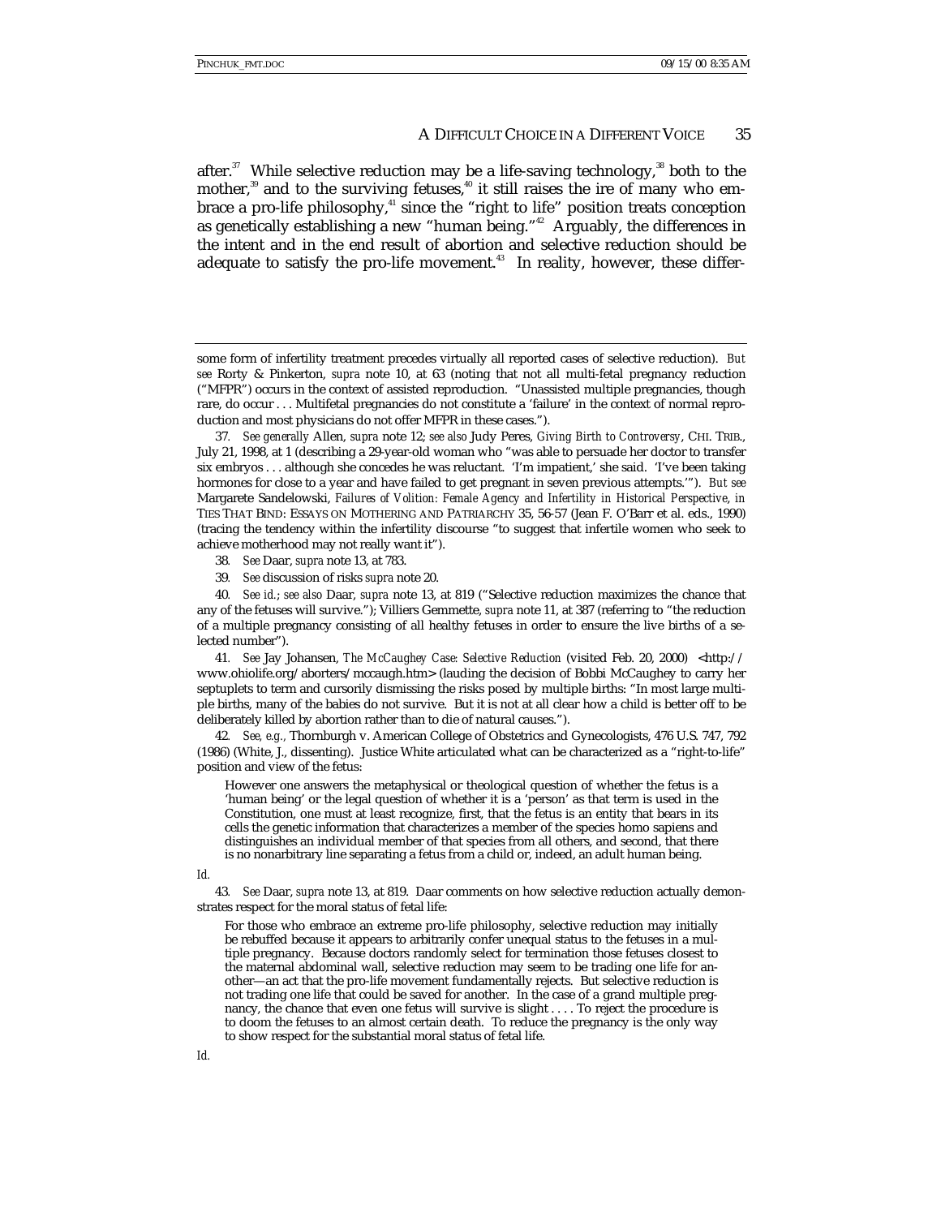after.[37] While selective reduction may be a life-saving technology,[38] both to the mother,[39] and to the surviving fetuses,[40] it still raises the ire of many who embrace a pro-life philosophy,[41] since the "right to life" position treats conception as genetically establishing a new "human being."[42] Arguably, the differences in the intent and in the end result of abortion and selective reduction should be adequate to satisfy the pro-life movement.[43] In reality, however, these differ-

---

some form of infertility treatment precedes virtually all reported cases of selective reduction). *But see* Rorty & Pinkerton, *supra* note 10, at 63 (noting that not all multi-fetal pregnancy reduction ("MFPR") occurs in the context of assisted reproduction. "Unassisted multiple pregnancies, though rare, do occur . . . Multifetal pregnancies do not constitute a 'failure' in the context of normal reproduction and most physicians do not offer MFPR in these cases.").

37. *See generally* Allen, *supra* note 12; *see also* Judy Peres, *Giving Birth to Controversy*, CHI. TRIB., July 21, 1998, at 1 (describing a 29-year-old woman who "was able to persuade her doctor to transfer six embryos . . . although she concedes he was reluctant. 'I'm impatient,' she said. 'I've been taking hormones for close to a year and have failed to get pregnant in seven previous attempts.'"). *But see* Margarete Sandelowski, *Failures of Volition: Female Agency and Infertility in Historical Perspective*, *in* TIES THAT BIND: ESSAYS ON MOTHERING AND PATRIARCHY 35, 56-57 (Jean F. O'Barr et al. eds., 1990) (tracing the tendency within the infertility discourse "to suggest that infertile women who seek to achieve motherhood may not really want it").

38. *See* Daar, *supra* note 13, at 783.

39. *See* discussion of risks *supra* note 20.

40. *See id.*; *see also* Daar, *supra* note 13, at 819 ("Selective reduction maximizes the chance that any of the fetuses will survive."); Villiers Gemmette, *supra* note 11, at 387 (referring to "the reduction of a multiple pregnancy consisting of all healthy fetuses in order to ensure the live births of a selected number").

41. *See* Jay Johansen, *The McCaughey Case: Selective Reduction* (visited Feb. 20, 2000) <http://www.ohiolife.org/aborters/mccaugh.htm> (lauding the decision of Bobbi McCaughey to carry her septuplets to term and cursorily dismissing the risks posed by multiple births: "In most large multiple births, many of the babies do not survive. But it is not at all clear how a child is better off to be deliberately killed by abortion rather than to die of natural causes.").

42. *See, e.g.,* Thornburgh v. American College of Obstetrics and Gynecologists, 476 U.S. 747, 792 (1986) (White, J., dissenting). Justice White articulated what can be characterized as a "right-to-life" position and view of the fetus:

> However one answers the metaphysical or theological question of whether the fetus is a 'human being' or the legal question of whether it is a 'person' as that term is used in the Constitution, one must at least recognize, first, that the fetus is an entity that bears in its cells the genetic information that characterizes a member of the species homo sapiens and distinguishes an individual member of that species from all others, and second, that there is no nonarbitrary line separating a fetus from a child or, indeed, an adult human being.

*Id.*

43. *See* Daar, *supra* note 13, at 819. Daar comments on how selective reduction actually demonstrates respect for the moral status of fetal life:

> For those who embrace an extreme pro-life philosophy, selective reduction may initially be rebuffed because it appears to arbitrarily confer unequal status to the fetuses in a multiple pregnancy. Because doctors randomly select for termination those fetuses closest to the maternal abdominal wall, selective reduction may seem to be trading one life for another—an act that the pro-life movement fundamentally rejects. But selective reduction is not trading one life that could be saved for another. In the case of a grand multiple pregnancy, the chance that even one fetus will survive is slight . . . . To reject the procedure is to doom the fetuses to an almost certain death. To reduce the pregnancy is the only way to show respect for the substantial moral status of fetal life.

*Id.*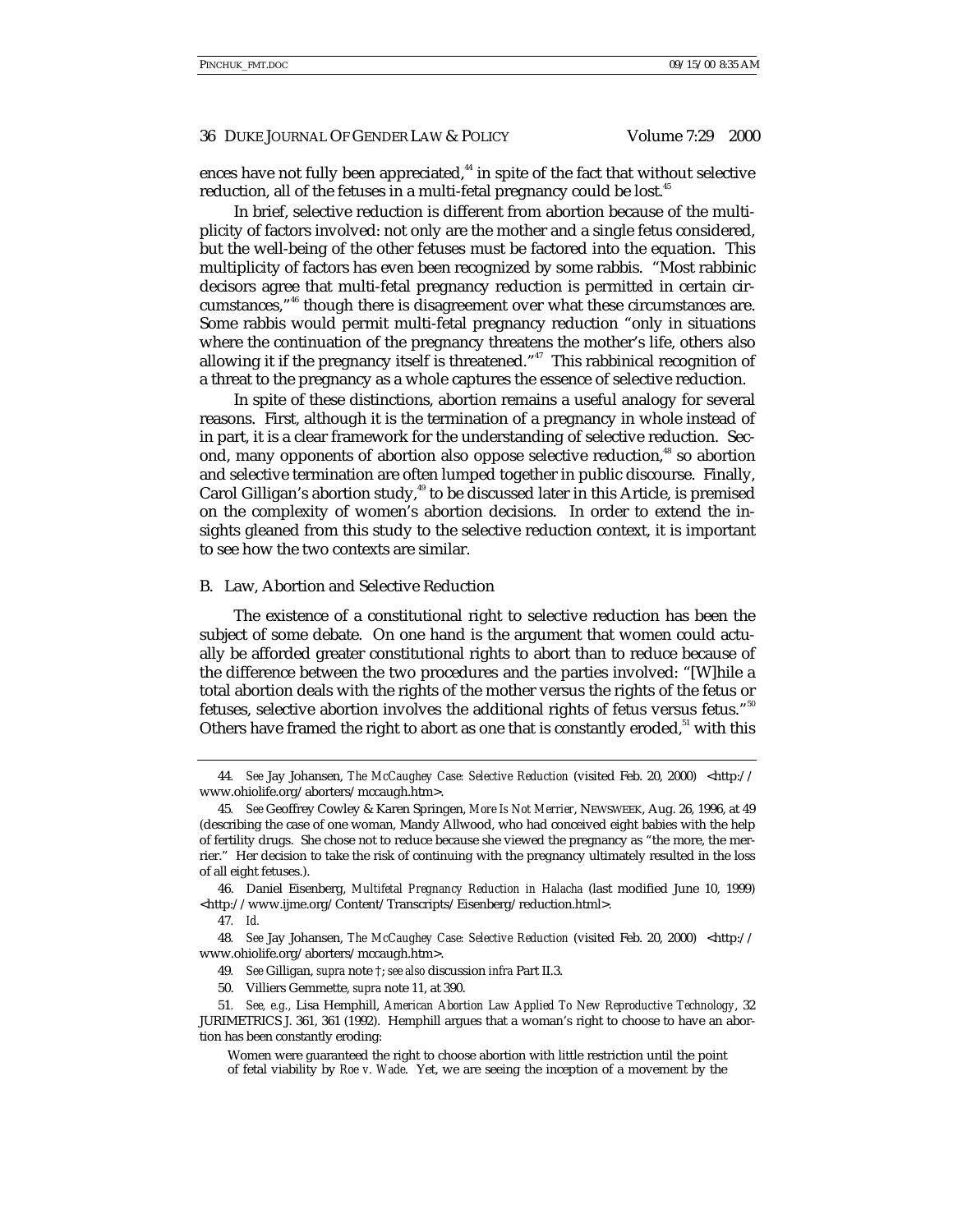ences have not fully been appreciated,[44] in spite of the fact that without selective reduction, all of the fetuses in a multi-fetal pregnancy could be lost.[45]

In brief, selective reduction is different from abortion because of the multiplicity of factors involved: not only are the mother and a single fetus considered, but the well-being of the other fetuses must be factored into the equation. This multiplicity of factors has even been recognized by some rabbis. "Most rabbinic decisors agree that multi-fetal pregnancy reduction is permitted in certain circumstances,"[46] though there is disagreement over what these circumstances are. Some rabbis would permit multi-fetal pregnancy reduction "only in situations where the continuation of the pregnancy threatens the mother's life, others also allowing it if the pregnancy itself is threatened."[47] This rabbinical recognition of a threat to the pregnancy as a whole captures the essence of selective reduction.

In spite of these distinctions, abortion remains a useful analogy for several reasons. First, although it is the termination of a pregnancy in whole instead of in part, it is a clear framework for the understanding of selective reduction. Second, many opponents of abortion also oppose selective reduction,[48] so abortion and selective termination are often lumped together in public discourse. Finally, Carol Gilligan's abortion study,[49] to be discussed later in this Article, is premised on the complexity of women's abortion decisions. In order to extend the insights gleaned from this study to the selective reduction context, it is important to see how the two contexts are similar.

### B. Law, Abortion and Selective Reduction

The existence of a constitutional right to selective reduction has been the subject of some debate. On one hand is the argument that women could actually be afforded greater constitutional rights to abort than to reduce because of the difference between the two procedures and the parties involved: "[W]hile a total abortion deals with the rights of the mother versus the rights of the fetus or fetuses, selective abortion involves the additional rights of fetus versus fetus."[50] Others have framed the right to abort as one that is constantly eroded,[51] with this

---

44. *See* Jay Johansen, *The McCaughey Case: Selective Reduction* (visited Feb. 20, 2000) <http://www.ohiolife.org/aborters/mccaugh.htm>.

45. *See* Geoffrey Cowley & Karen Springen, *More Is Not Merrier*, NEWSWEEK, Aug. 26, 1996, at 49 (describing the case of one woman, Mandy Allwood, who had conceived eight babies with the help of fertility drugs. She chose not to reduce because she viewed the pregnancy as "the more, the merrier." Her decision to take the risk of continuing with the pregnancy ultimately resulted in the loss of all eight fetuses.).

46. Daniel Eisenberg, *Multifetal Pregnancy Reduction in Halacha* (last modified June 10, 1999) <http://www.ijme.org/Content/Transcripts/Eisenberg/reduction.html>.

47. *Id.*

48. *See* Jay Johansen, *The McCaughey Case: Selective Reduction* (visited Feb. 20, 2000) <http://www.ohiolife.org/aborters/mccaugh.htm>.

49. *See* Gilligan, *supra* note †; *see also* discussion *infra* Part II.3.

50. Villiers Gemmette, *supra* note 11, at 390.

51. *See, e.g.,* Lisa Hemphill, *American Abortion Law Applied To New Reproductive Technology*, 32 JURIMETRICS J. 361, 361 (1992). Hemphill argues that a woman's right to choose to have an abortion has been constantly eroding:

> Women were guaranteed the right to choose abortion with little restriction until the point of fetal viability by *Roe v. Wade*. Yet, we are seeing the inception of a movement by the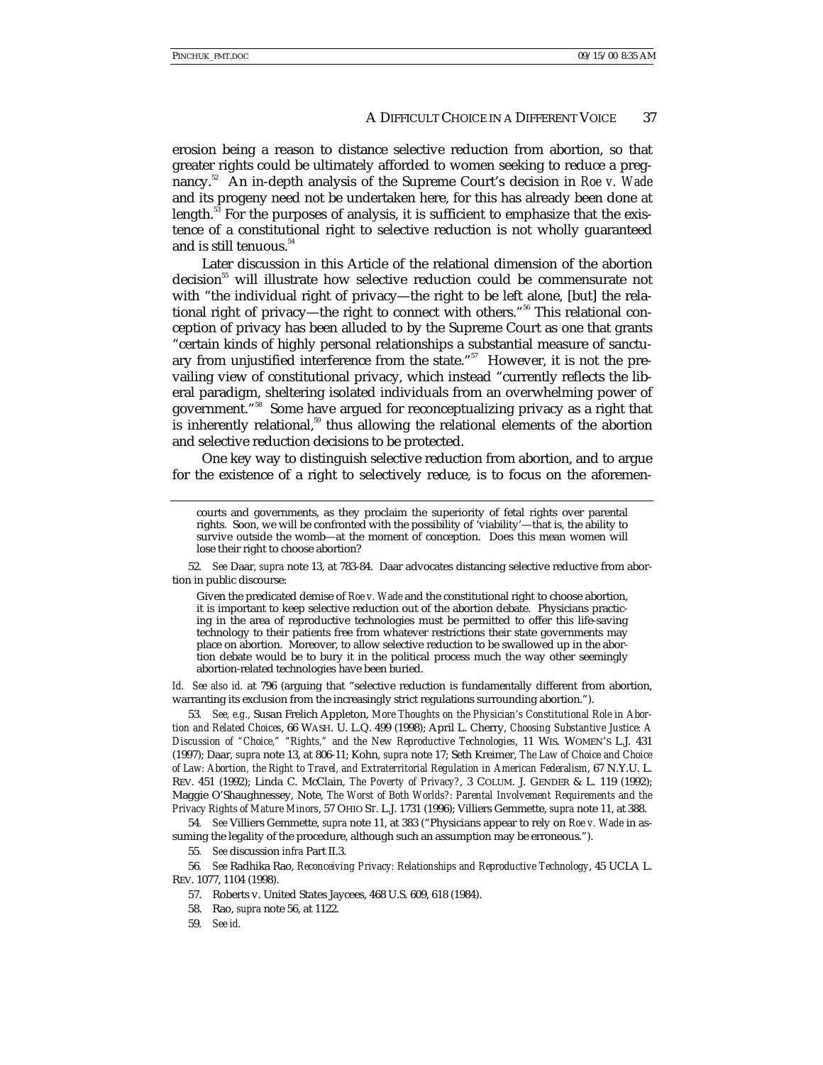erosion being a reason to distance selective reduction from abortion, so that greater rights could be ultimately afforded to women seeking to reduce a pregnancy.[52] An in-depth analysis of the Supreme Court's decision in *Roe v. Wade* and its progeny need not be undertaken here, for this has already been done at length.[53] For the purposes of analysis, it is sufficient to emphasize that the existence of a constitutional right to selective reduction is not wholly guaranteed and is still tenuous.[54]

Later discussion in this Article of the relational dimension of the abortion decision[55] will illustrate how selective reduction could be commensurate not with "the individual right of privacy—the right to be left alone, [but] the relational right of privacy—the right to connect with others."[56] This relational conception of privacy has been alluded to by the Supreme Court as one that grants "certain kinds of highly personal relationships a substantial measure of sanctuary from unjustified interference from the state."[57] However, it is not the prevailing view of constitutional privacy, which instead "currently reflects the liberal paradigm, sheltering isolated individuals from an overwhelming power of government."[58] Some have argued for reconceptualizing privacy as a right that is inherently relational,[59] thus allowing the relational elements of the abortion and selective reduction decisions to be protected.

One key way to distinguish selective reduction from abortion, and to argue for the existence of a right to selectively reduce, is to focus on the aforemen-

---

> courts and governments, as they proclaim the superiority of fetal rights over parental rights. Soon, we will be confronted with the possibility of 'viability'—that is, the ability to survive outside the womb—at the moment of conception. Does this mean women will lose their right to choose abortion?

52. *See* Daar, *supra* note 13, at 783-84. Daar advocates distancing selective reductive from abortion in public discourse:

> Given the predicated demise of *Roe v. Wade* and the constitutional right to choose abortion, it is important to keep selective reduction out of the abortion debate. Physicians practicing in the area of reproductive technologies must be permitted to offer this life-saving technology to their patients free from whatever restrictions their state governments may place on abortion. Moreover, to allow selective reduction to be swallowed up in the abortion debate would be to bury it in the political process much the way other seemingly abortion-related technologies have been buried.

*Id. See also id.* at 796 (arguing that "selective reduction is fundamentally different from abortion, warranting its exclusion from the increasingly strict regulations surrounding abortion.").

53. *See, e.g.*, Susan Frelich Appleton, *More Thoughts on the Physician's Constitutional Role in Abortion and Related Choices*, 66 WASH. U. L.Q. 499 (1998); April L. Cherry, *Choosing Substantive Justice: A Discussion of "Choice," "Rights," and the New Reproductive Technologies*, 11 WIS. WOMEN'S L.J. 431 (1997); Daar, *supra* note 13, at 806-11; Kohn, *supra* note 17; Seth Kreimer, *The Law of Choice and Choice of Law: Abortion, the Right to Travel, and Extraterritorial Regulation in American Federalism*, 67 N.Y.U. L. REV. 451 (1992); Linda C. McClain, *The Poverty of Privacy?*, 3 COLUM. J. GENDER & L. 119 (1992); Maggie O'Shaughnessey, Note, *The Worst of Both Worlds?: Parental Involvement Requirements and the Privacy Rights of Mature Minors*, 57 OHIO ST. L.J. 1731 (1996); Villiers Gemmette, *supra* note 11, at 388.

54. *See* Villiers Gemmette, *supra* note 11, at 383 ("Physicians appear to rely on *Roe v. Wade* in assuming the legality of the procedure, although such an assumption may be erroneous.").

55. *See* discussion *infra* Part II.3.

56. *See* Radhika Rao, *Reconceiving Privacy: Relationships and Reproductive Technology*, 45 UCLA L. REV. 1077, 1104 (1998).

57. Roberts v. United States Jaycees, 468 U.S. 609, 618 (1984).

58. Rao, *supra* note 56, at 1122.

59. *See id.*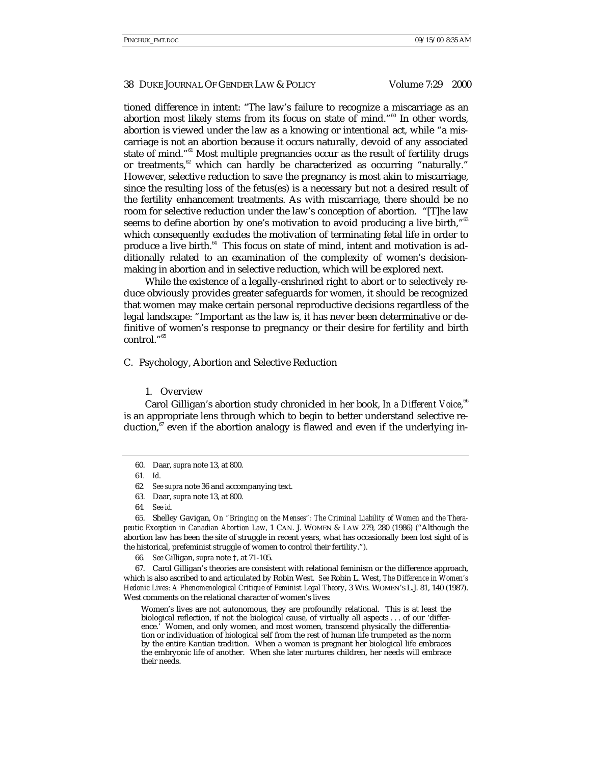tioned difference in intent: "The law's failure to recognize a miscarriage as an abortion most likely stems from its focus on state of mind."[60] In other words, abortion is viewed under the law as a knowing or intentional act, while "a miscarriage is not an abortion because it occurs naturally, devoid of any associated state of mind."[61] Most multiple pregnancies occur as the result of fertility drugs or treatments,[62] which can hardly be characterized as occurring "naturally." However, selective reduction to save the pregnancy is most akin to miscarriage, since the resulting loss of the fetus(es) is a necessary but not a desired result of the fertility enhancement treatments. As with miscarriage, there should be no room for selective reduction under the law's conception of abortion. "[T]he law seems to define abortion by one's motivation to avoid producing a live birth,"[63] which consequently excludes the motivation of terminating fetal life in order to produce a live birth.[64] This focus on state of mind, intent and motivation is additionally related to an examination of the complexity of women's decision-making in abortion and in selective reduction, which will be explored next.

While the existence of a legally-enshrined right to abort or to selectively reduce obviously provides greater safeguards for women, it should be recognized that women may make certain personal reproductive decisions regardless of the legal landscape: "Important as the law is, it has never been determinative or definitive of women's response to pregnancy or their desire for fertility and birth control."[65]

## C. Psychology, Abortion and Selective Reduction

### 1. Overview

Carol Gilligan's abortion study chronicled in her book, *In a Different Voice*,[66] is an appropriate lens through which to begin to better understand selective reduction,[67] even if the abortion analogy is flawed and even if the underlying in-

---

60. Daar, *supra* note 13, at 800.

61. *Id.*

62. *See supra* note 36 and accompanying text.

63. Daar, *supra* note 13, at 800.

64. *See id.*

65. Shelley Gavigan, *On "Bringing on the Menses": The Criminal Liability of Women and the Therapeutic Exception in Canadian Abortion Law*, 1 CAN. J. WOMEN & LAW 279, 280 (1986) ("Although the abortion law has been the site of struggle in recent years, what has occasionally been lost sight of is the historical, prefeminist struggle of women to control their fertility.").

66. *See* Gilligan, *supra* note †, at 71-105.

67. Carol Gilligan's theories are consistent with relational feminism or the difference approach, which is also ascribed to and articulated by Robin West. *See* Robin L. West, *The Difference in Women's Hedonic Lives: A Phenomenological Critique of Feminist Legal Theory*, 3 WIS. WOMEN'S L.J. 81, 140 (1987). West comments on the relational character of women's lives:

> Women's lives are not autonomous, they are profoundly relational. This is at least the biological reflection, if not the biological cause, of virtually all aspects . . . of our 'difference.' Women, and only women, and most women, transcend physically the differentiation or individuation of biological self from the rest of human life trumpeted as the norm by the entire Kantian tradition. When a woman is pregnant her biological life embraces the embryonic life of another. When she later nurtures children, her needs will embrace their needs.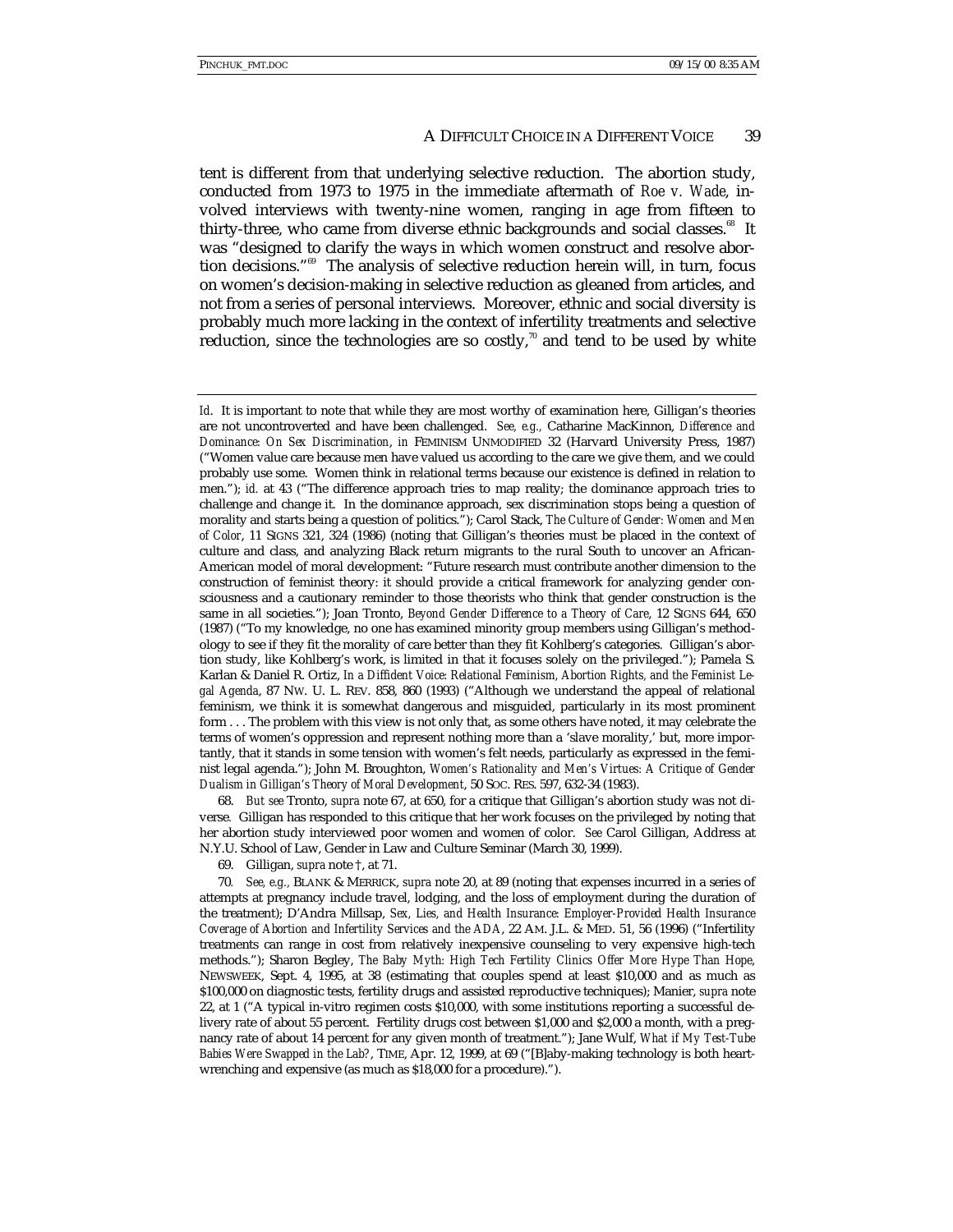tent is different from that underlying selective reduction. The abortion study, conducted from 1973 to 1975 in the immediate aftermath of *Roe v. Wade*, involved interviews with twenty-nine women, ranging in age from fifteen to thirty-three, who came from diverse ethnic backgrounds and social classes.[68] It was "designed to clarify the ways in which women construct and resolve abortion decisions."[69] The analysis of selective reduction herein will, in turn, focus on women's decision-making in selective reduction as gleaned from articles, and not from a series of personal interviews. Moreover, ethnic and social diversity is probably much more lacking in the context of infertility treatments and selective reduction, since the technologies are so costly,[70] and tend to be used by white

---

*Id.* It is important to note that while they are most worthy of examination here, Gilligan's theories are not uncontroverted and have been challenged. *See, e.g.*, Catharine MacKinnon, *Difference and Dominance: On Sex Discrimination*, *in* FEMINISM UNMODIFIED 32 (Harvard University Press, 1987) ("Women value care because men have valued us according to the care we give them, and we could probably use some. Women think in relational terms because our existence is defined in relation to men."); *id.* at 43 ("The difference approach tries to map reality; the dominance approach tries to challenge and change it. In the dominance approach, sex discrimination stops being a question of morality and starts being a question of politics."); Carol Stack, *The Culture of Gender: Women and Men of Color*, 11 SIGNS 321, 324 (1986) (noting that Gilligan's theories must be placed in the context of culture and class, and analyzing Black return migrants to the rural South to uncover an African-American model of moral development: "Future research must contribute another dimension to the construction of feminist theory: it should provide a critical framework for analyzing gender consciousness and a cautionary reminder to those theorists who think that gender construction is the same in all societies."); Joan Tronto, *Beyond Gender Difference to a Theory of Care*, 12 SIGNS 644, 650 (1987) ("To my knowledge, no one has examined minority group members using Gilligan's methodology to see if they fit the morality of care better than they fit Kohlberg's categories. Gilligan's abortion study, like Kohlberg's work, is limited in that it focuses solely on the privileged."); Pamela S. Karlan & Daniel R. Ortiz, *In a Diffident Voice: Relational Feminism, Abortion Rights, and the Feminist Legal Agenda*, 87 NW. U. L. REV. 858, 860 (1993) ("Although we understand the appeal of relational feminism, we think it is somewhat dangerous and misguided, particularly in its most prominent form . . . The problem with this view is not only that, as some others have noted, it may celebrate the terms of women's oppression and represent nothing more than a 'slave morality,' but, more importantly, that it stands in some tension with women's felt needs, particularly as expressed in the feminist legal agenda."); John M. Broughton, *Women's Rationality and Men's Virtues: A Critique of Gender Dualism in Gilligan's Theory of Moral Development*, 50 SOC. RES. 597, 632-34 (1983).

68. *But see* Tronto, *supra* note 67, at 650, for a critique that Gilligan's abortion study was not diverse. Gilligan has responded to this critique that her work focuses on the privileged by noting that her abortion study interviewed poor women and women of color. *See* Carol Gilligan, Address at N.Y.U. School of Law, Gender in Law and Culture Seminar (March 30, 1999).

69. Gilligan, *supra* note †, at 71.

70. *See, e.g.*, BLANK & MERRICK, *supra* note 20, at 89 (noting that expenses incurred in a series of attempts at pregnancy include travel, lodging, and the loss of employment during the duration of the treatment); D'Andra Millsap, *Sex, Lies, and Health Insurance: Employer-Provided Health Insurance Coverage of Abortion and Infertility Services and the ADA*, 22 AM. J.L. & MED. 51, 56 (1996) ("Infertility treatments can range in cost from relatively inexpensive counseling to very expensive high-tech methods."); Sharon Begley, *The Baby Myth: High Tech Fertility Clinics Offer More Hype Than Hope*, NEWSWEEK, Sept. 4, 1995, at 38 (estimating that couples spend at least $10,000 and as much as $100,000 on diagnostic tests, fertility drugs and assisted reproductive techniques); Manier, *supra* note 22, at 1 ("A typical in-vitro regimen costs $10,000, with some institutions reporting a successful delivery rate of about 55 percent. Fertility drugs cost between $1,000 and $2,000 a month, with a pregnancy rate of about 14 percent for any given month of treatment."); Jane Wulf, *What if My Test-Tube Babies Were Swapped in the Lab?*, TIME, Apr. 12, 1999, at 69 ("[B]aby-making technology is both heart-wrenching and expensive (as much as $18,000 for a procedure).").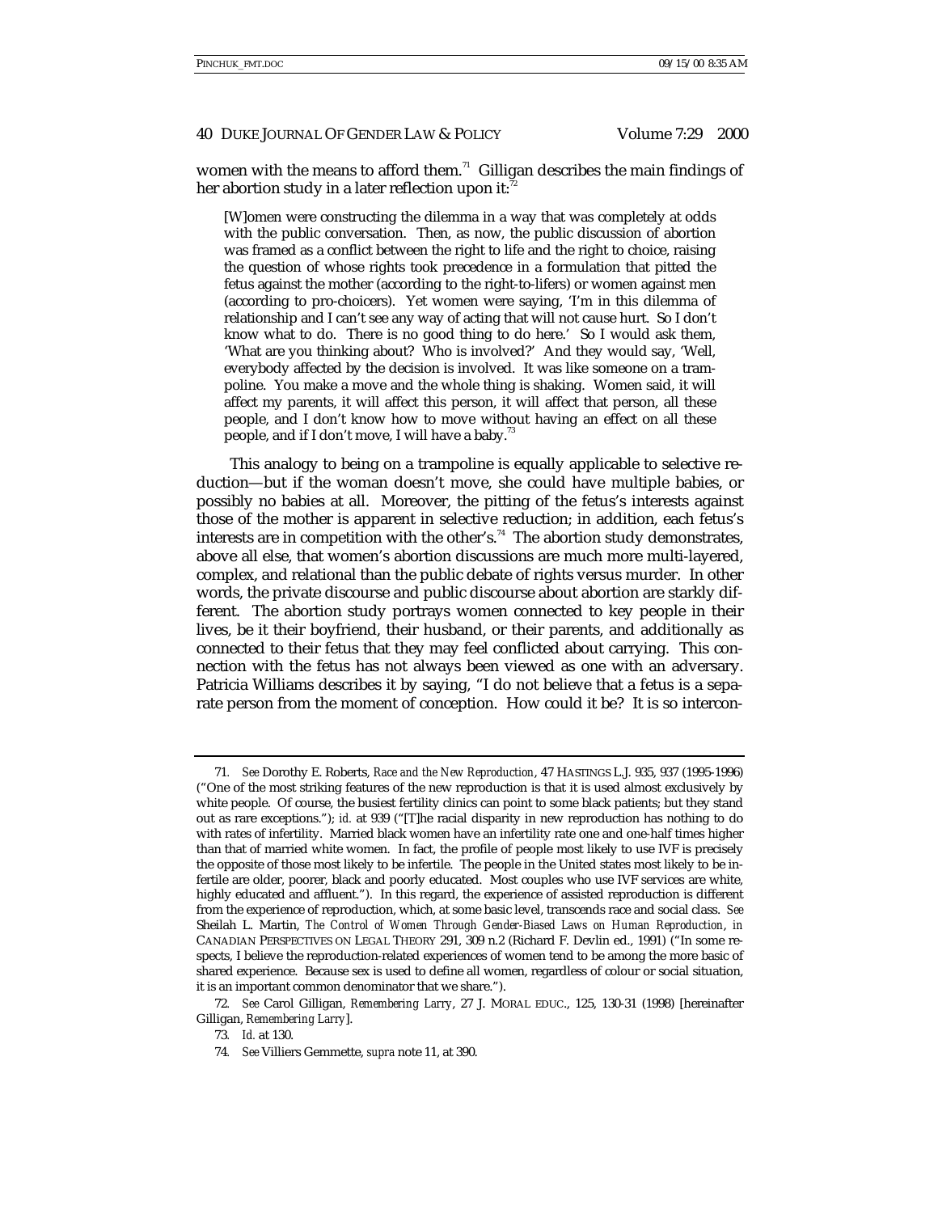women with the means to afford them.[71] Gilligan describes the main findings of her abortion study in a later reflection upon it:[72]

> [W]omen were constructing the dilemma in a way that was completely at odds with the public conversation. Then, as now, the public discussion of abortion was framed as a conflict between the right to life and the right to choice, raising the question of whose rights took precedence in a formulation that pitted the fetus against the mother (according to the right-to-lifers) or women against men (according to pro-choicers). Yet women were saying, 'I'm in this dilemma of relationship and I can't see any way of acting that will not cause hurt. So I don't know what to do. There is no good thing to do here.' So I would ask them, 'What are you thinking about? Who is involved?' And they would say, 'Well, everybody affected by the decision is involved. It was like someone on a trampoline. You make a move and the whole thing is shaking. Women said, it will affect my parents, it will affect this person, it will affect that person, all these people, and I don't know how to move without having an effect on all these people, and if I don't move, I will have a baby.[73]

This analogy to being on a trampoline is equally applicable to selective reduction—but if the woman doesn't move, she could have multiple babies, or possibly no babies at all. Moreover, the pitting of the fetus's interests against those of the mother is apparent in selective reduction; in addition, each fetus's interests are in competition with the other's.[74] The abortion study demonstrates, above all else, that women's abortion discussions are much more multi-layered, complex, and relational than the public debate of rights versus murder. In other words, the private discourse and public discourse about abortion are starkly different. The abortion study portrays women connected to key people in their lives, be it their boyfriend, their husband, or their parents, and additionally as connected to their fetus that they may feel conflicted about carrying. This connection with the fetus has not always been viewed as one with an adversary. Patricia Williams describes it by saying, "I do not believe that a fetus is a separate person from the moment of conception. How could it be? It is so intercon-

---

71. *See* Dorothy E. Roberts, *Race and the New Reproduction*, 47 HASTINGS L.J. 935, 937 (1995-1996) ("One of the most striking features of the new reproduction is that it is used almost exclusively by white people. Of course, the busiest fertility clinics can point to some black patients; but they stand out as rare exceptions."); *id.* at 939 ("[T]he racial disparity in new reproduction has nothing to do with rates of infertility. Married black women have an infertility rate one and one-half times higher than that of married white women. In fact, the profile of people most likely to use IVF is precisely the opposite of those most likely to be infertile. The people in the United states most likely to be infertile are older, poorer, black and poorly educated. Most couples who use IVF services are white, highly educated and affluent."). In this regard, the experience of assisted reproduction is different from the experience of reproduction, which, at some basic level, transcends race and social class. *See* Sheilah L. Martin, *The Control of Women Through Gender-Biased Laws on Human Reproduction*, *in* CANADIAN PERSPECTIVES ON LEGAL THEORY 291, 309 n.2 (Richard F. Devlin ed., 1991) ("In some respects, I believe the reproduction-related experiences of women tend to be among the more basic of shared experience. Because sex is used to define all women, regardless of colour or social situation, it is an important common denominator that we share.").

72. *See* Carol Gilligan, *Remembering Larry*, 27 J. MORAL EDUC., 125, 130-31 (1998) [hereinafter Gilligan, *Remembering Larry*].

73. *Id.* at 130.

74. *See* Villiers Gemmette, *supra* note 11, at 390.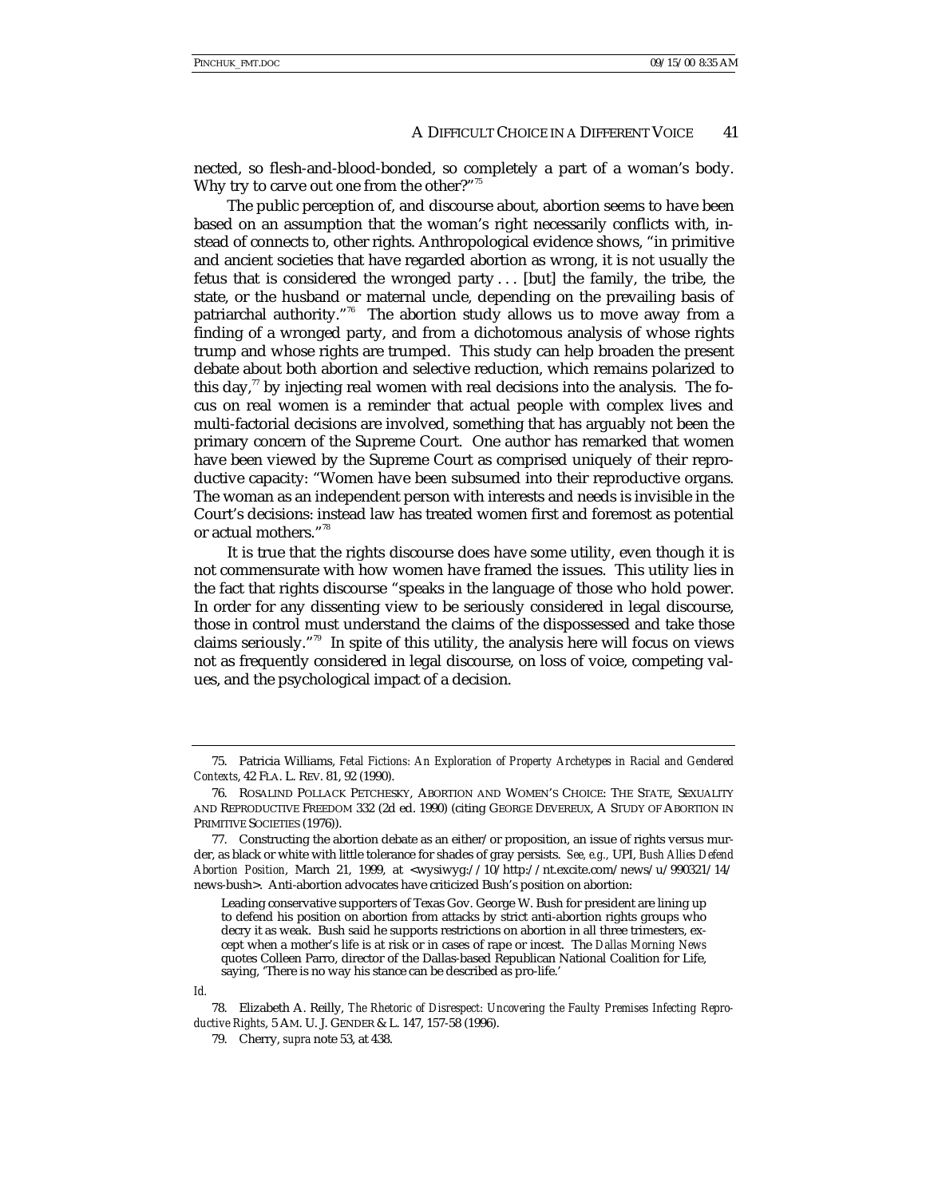nected, so flesh-and-blood-bonded, so completely a part of a woman's body. Why try to carve out one from the other?"[75]

The public perception of, and discourse about, abortion seems to have been based on an assumption that the woman's right necessarily conflicts with, instead of connects to, other rights. Anthropological evidence shows, "in primitive and ancient societies that have regarded abortion as wrong, it is not usually the fetus that is considered the wronged party . . . [but] the family, the tribe, the state, or the husband or maternal uncle, depending on the prevailing basis of patriarchal authority."[76] The abortion study allows us to move away from a finding of a wronged party, and from a dichotomous analysis of whose rights trump and whose rights are trumped. This study can help broaden the present debate about both abortion and selective reduction, which remains polarized to this day,[77] by injecting real women with real decisions into the analysis. The focus on real women is a reminder that actual people with complex lives and multi-factorial decisions are involved, something that has arguably not been the primary concern of the Supreme Court. One author has remarked that women have been viewed by the Supreme Court as comprised uniquely of their reproductive capacity: "Women have been subsumed into their reproductive organs. The woman as an independent person with interests and needs is invisible in the Court's decisions: instead law has treated women first and foremost as potential or actual mothers."[78]

It is true that the rights discourse does have some utility, even though it is not commensurate with how women have framed the issues. This utility lies in the fact that rights discourse "speaks in the language of those who hold power. In order for any dissenting view to be seriously considered in legal discourse, those in control must understand the claims of the dispossessed and take those claims seriously."[79] In spite of this utility, the analysis here will focus on views not as frequently considered in legal discourse, on loss of voice, competing values, and the psychological impact of a decision.

---

75. Patricia Williams, *Fetal Fictions: An Exploration of Property Archetypes in Racial and Gendered Contexts*, 42 FLA. L. REV. 81, 92 (1990).

76. ROSALIND POLLACK PETCHESKY, ABORTION AND WOMEN'S CHOICE: THE STATE, SEXUALITY AND REPRODUCTIVE FREEDOM 332 (2d ed. 1990) (citing GEORGE DEVEREUX, A STUDY OF ABORTION IN PRIMITIVE SOCIETIES (1976)).

77. Constructing the abortion debate as an either/or proposition, an issue of rights versus murder, as black or white with little tolerance for shades of gray persists. *See, e.g.*, UPI, *Bush Allies Defend Abortion Position*, March 21, 1999, at <wysiwyg://10/http://nt.excite.com/news/u/990321/14/news-bush>. Anti-abortion advocates have criticized Bush's position on abortion:

> Leading conservative supporters of Texas Gov. George W. Bush for president are lining up to defend his position on abortion from attacks by strict anti-abortion rights groups who decry it as weak. Bush said he supports restrictions on abortion in all three trimesters, except when a mother's life is at risk or in cases of rape or incest. The *Dallas Morning News* quotes Colleen Parro, director of the Dallas-based Republican National Coalition for Life, saying, 'There is no way his stance can be described as pro-life.'

*Id.*

78. Elizabeth A. Reilly, *The Rhetoric of Disrespect: Uncovering the Faulty Premises Infecting Reproductive Rights*, 5 AM. U. J. GENDER & L. 147, 157-58 (1996).

79. Cherry, *supra* note 53, at 438.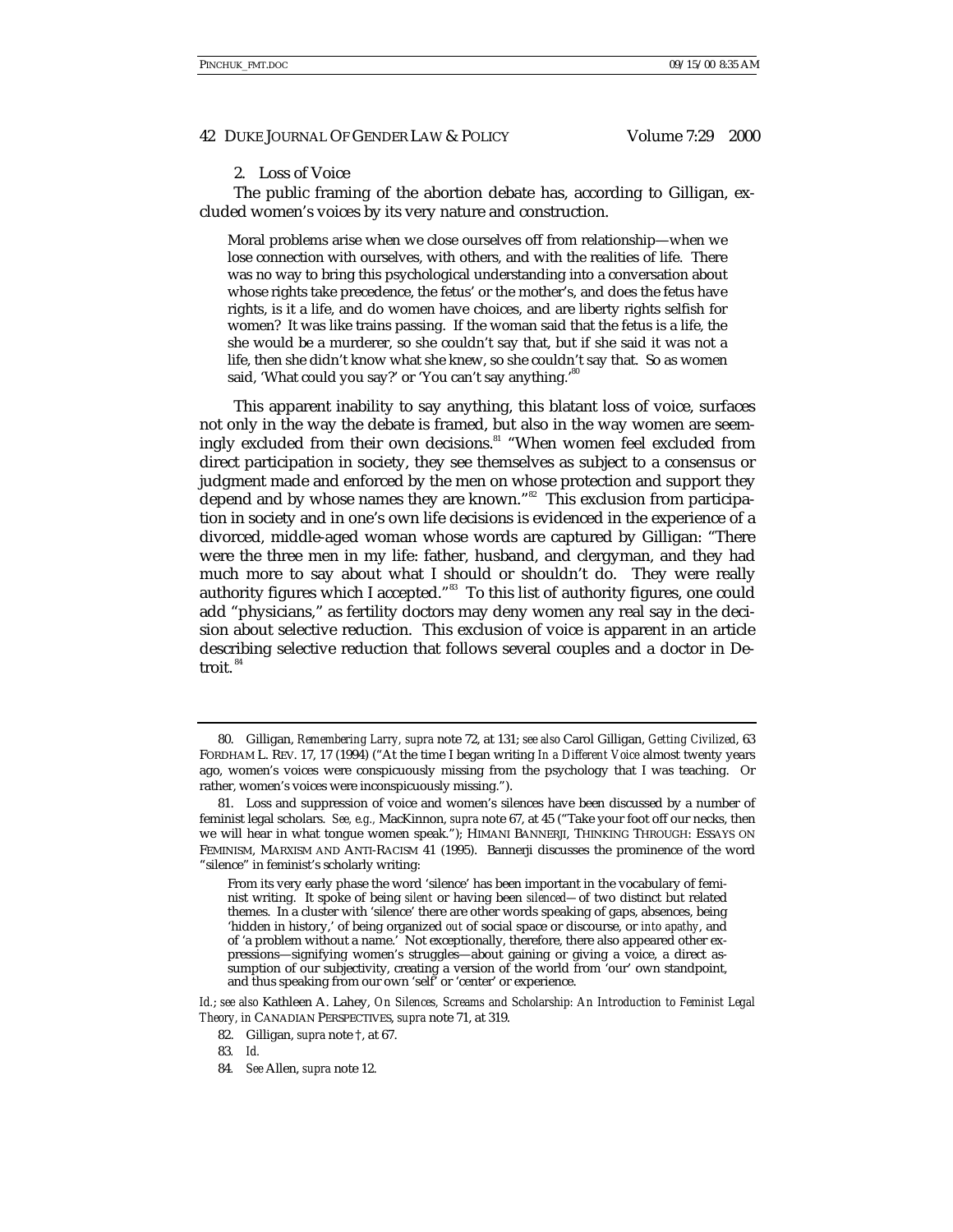2. Loss of Voice

The public framing of the abortion debate has, according to Gilligan, excluded women's voices by its very nature and construction.

> Moral problems arise when we close ourselves off from relationship—when we lose connection with ourselves, with others, and with the realities of life. There was no way to bring this psychological understanding into a conversation about whose rights take precedence, the fetus' or the mother's, and does the fetus have rights, is it a life, and do women have choices, and are liberty rights selfish for women? It was like trains passing. If the woman said that the fetus is a life, the she would be a murderer, so she couldn't say that, but if she said it was not a life, then she didn't know what she knew, so she couldn't say that. So as women said, 'What could you say?' or 'You can't say anything.'[80]

This apparent inability to say anything, this blatant loss of voice, surfaces not only in the way the debate is framed, but also in the way women are seemingly excluded from their own decisions.[81] "When women feel excluded from direct participation in society, they see themselves as subject to a consensus or judgment made and enforced by the men on whose protection and support they depend and by whose names they are known."[82] This exclusion from participation in society and in one's own life decisions is evidenced in the experience of a divorced, middle-aged woman whose words are captured by Gilligan: "There were the three men in my life: father, husband, and clergyman, and they had much more to say about what I should or shouldn't do. They were really authority figures which I accepted."[83] To this list of authority figures, one could add "physicians," as fertility doctors may deny women any real say in the decision about selective reduction. This exclusion of voice is apparent in an article describing selective reduction that follows several couples and a doctor in Detroit.[84]

---

80. Gilligan, *Remembering Larry*, *supra* note 72, at 131; *see also* Carol Gilligan, *Getting Civilized*, 63 FORDHAM L. REV. 17, 17 (1994) ("At the time I began writing *In a Different Voice* almost twenty years ago, women's voices were conspicuously missing from the psychology that I was teaching. Or rather, women's voices were inconspicuously missing.").

81. Loss and suppression of voice and women's silences have been discussed by a number of feminist legal scholars. *See, e.g.*, MacKinnon, *supra* note 67, at 45 ("Take your foot off our necks, then we will hear in what tongue women speak."); HIMANI BANNERJI, THINKING THROUGH: ESSAYS ON FEMINISM, MARXISM AND ANTI-RACISM 41 (1995). Bannerji discusses the prominence of the word "silence" in feminist's scholarly writing:

> From its very early phase the word 'silence' has been important in the vocabulary of feminist writing. It spoke of being *silent* or having been *silenced*—of two distinct but related themes. In a cluster with 'silence' there are other words speaking of gaps, absences, being 'hidden in history,' of being organized *out* of social space or discourse, or *into apathy*, and of 'a problem without a name.' Not exceptionally, therefore, there also appeared other expressions—signifying women's struggles—about gaining or giving a voice, a direct assumption of our subjectivity, creating a version of the world from 'our' own standpoint, and thus speaking from our own 'self' or 'center' or experience.

*Id.*; *see also* Kathleen A. Lahey, *On Silences, Screams and Scholarship: An Introduction to Feminist Legal Theory*, *in* CANADIAN PERSPECTIVES, *supra* note 71, at 319.

82. Gilligan, *supra* note †, at 67.

83. *Id.*

84. *See* Allen, *supra* note 12.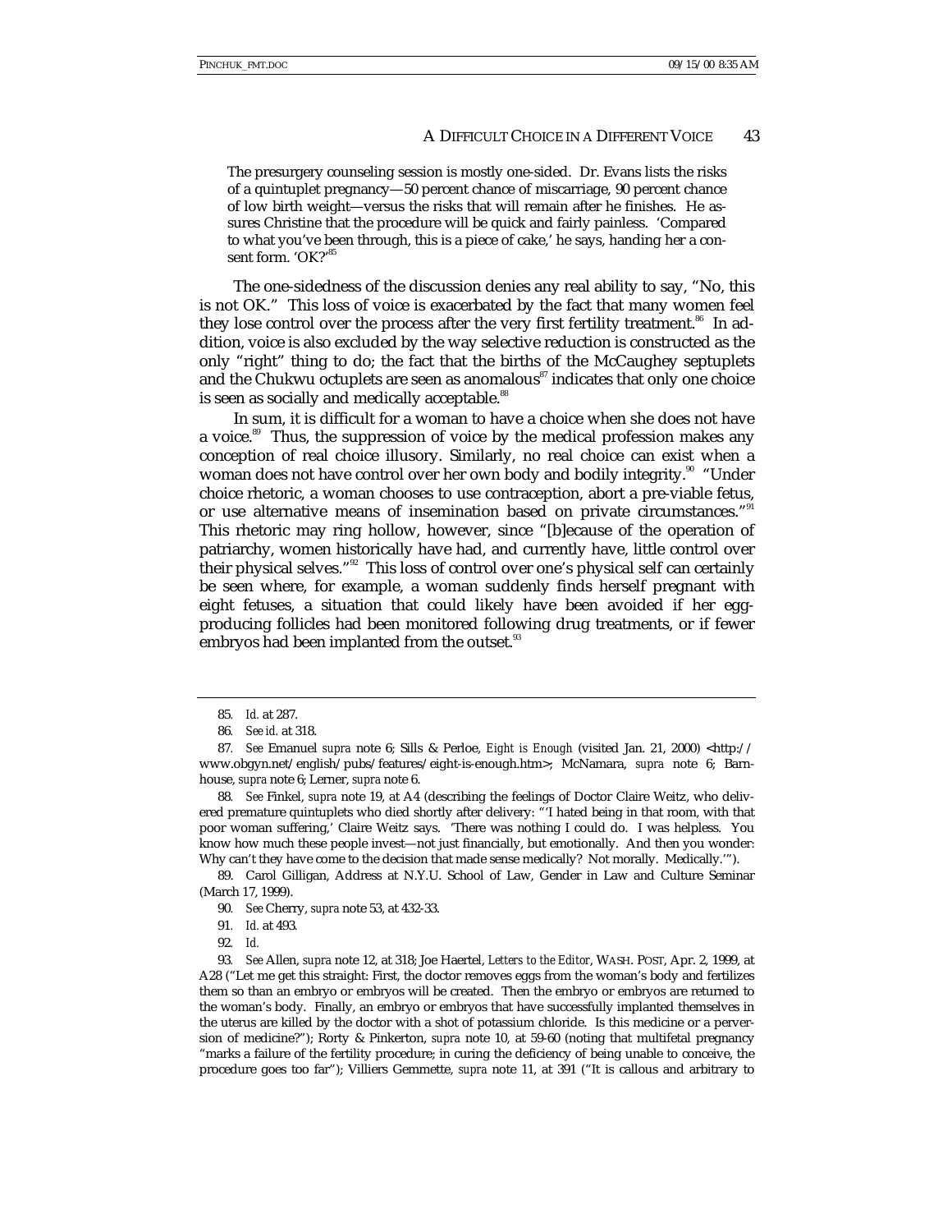> The presurgery counseling session is mostly one-sided. Dr. Evans lists the risks of a quintuplet pregnancy—50 percent chance of miscarriage, 90 percent chance of low birth weight—versus the risks that will remain after he finishes. He assures Christine that the procedure will be quick and fairly painless. 'Compared to what you've been through, this is a piece of cake,' he says, handing her a consent form. 'OK?'[85]

The one-sidedness of the discussion denies any real ability to say, "No, this is not OK." This loss of voice is exacerbated by the fact that many women feel they lose control over the process after the very first fertility treatment.[86] In addition, voice is also excluded by the way selective reduction is constructed as the only "right" thing to do; the fact that the births of the McCaughey septuplets and the Chukwu octuplets are seen as anomalous[87] indicates that only one choice is seen as socially and medically acceptable.[88]

In sum, it is difficult for a woman to have a choice when she does not have a voice.[89] Thus, the suppression of voice by the medical profession makes any conception of real choice illusory. Similarly, no real choice can exist when a woman does not have control over her own body and bodily integrity.[90] "Under choice rhetoric, a woman chooses to use contraception, abort a pre-viable fetus, or use alternative means of insemination based on private circumstances."[91] This rhetoric may ring hollow, however, since "[b]ecause of the operation of patriarchy, women historically have had, and currently have, little control over their physical selves."[92] This loss of control over one's physical self can certainly be seen where, for example, a woman suddenly finds herself pregnant with eight fetuses, a situation that could likely have been avoided if her egg-producing follicles had been monitored following drug treatments, or if fewer embryos had been implanted from the outset.[93]

---

85. *Id.* at 287.

86. *See id.* at 318.

87. *See* Emanuel *supra* note 6; Sills & Perloe, *Eight is Enough* (visited Jan. 21, 2000) <http://www.obgyn.net/english/pubs/features/eight-is-enough.htm>; McNamara, *supra* note 6; Barnhouse, *supra* note 6; Lerner, *supra* note 6.

88. *See* Finkel, *supra* note 19, at A4 (describing the feelings of Doctor Claire Weitz, who delivered premature quintuplets who died shortly after delivery: "'I hated being in that room, with that poor woman suffering,' Claire Weitz says. 'There was nothing I could do. I was helpless. You know how much these people invest—not just financially, but emotionally. And then you wonder: Why can't they have come to the decision that made sense medically? Not morally. Medically.'").

89. Carol Gilligan, Address at N.Y.U. School of Law, Gender in Law and Culture Seminar (March 17, 1999).

90. *See* Cherry, *supra* note 53, at 432-33.

91. *Id.* at 493.

92. *Id.*

93. *See* Allen, *supra* note 12, at 318; Joe Haertel, *Letters to the Editor*, WASH. POST, Apr. 2, 1999, at A28 ("Let me get this straight: First, the doctor removes eggs from the woman's body and fertilizes them so than an embryo or embryos will be created. Then the embryo or embryos are returned to the woman's body. Finally, an embryo or embryos that have successfully implanted themselves in the uterus are killed by the doctor with a shot of potassium chloride. Is this medicine or a perversion of medicine?"); Rorty & Pinkerton, *supra* note 10, at 59-60 (noting that multifetal pregnancy "marks a failure of the fertility procedure; in curing the deficiency of being unable to conceive, the procedure goes too far"); Villiers Gemmette, *supra* note 11, at 391 ("It is callous and arbitrary to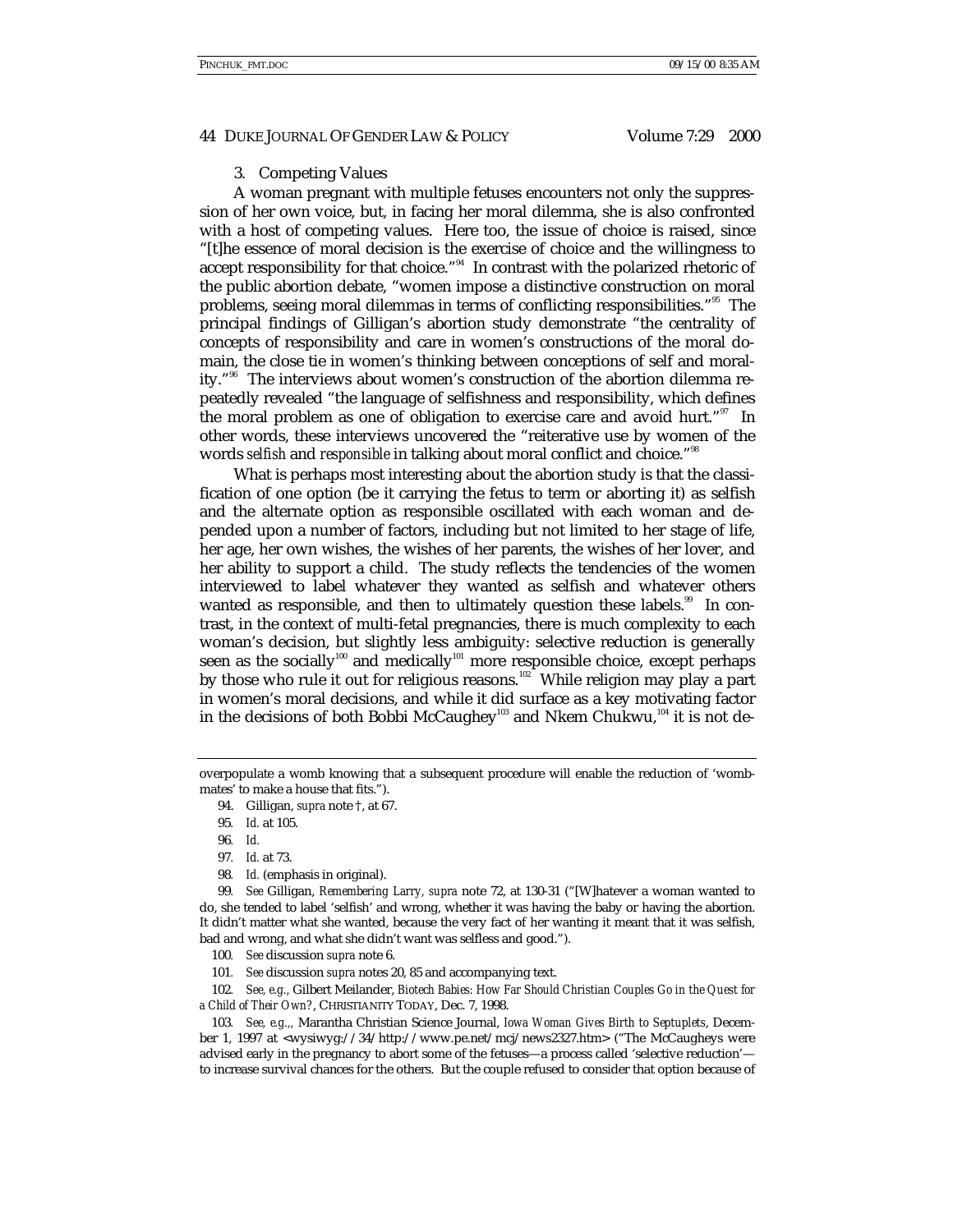3. Competing Values

A woman pregnant with multiple fetuses encounters not only the suppression of her own voice, but, in facing her moral dilemma, she is also confronted with a host of competing values. Here too, the issue of choice is raised, since "[t]he essence of moral decision is the exercise of choice and the willingness to accept responsibility for that choice."[94] In contrast with the polarized rhetoric of the public abortion debate, "women impose a distinctive construction on moral problems, seeing moral dilemmas in terms of conflicting responsibilities."[95] The principal findings of Gilligan's abortion study demonstrate "the centrality of concepts of responsibility and care in women's constructions of the moral domain, the close tie in women's thinking between conceptions of self and morality."[96] The interviews about women's construction of the abortion dilemma repeatedly revealed "the language of selfishness and responsibility, which defines the moral problem as one of obligation to exercise care and avoid hurt."[97] In other words, these interviews uncovered the "reiterative use by women of the words *selfish* and *responsible* in talking about moral conflict and choice."[98]

What is perhaps most interesting about the abortion study is that the classification of one option (be it carrying the fetus to term or aborting it) as selfish and the alternate option as responsible oscillated with each woman and depended upon a number of factors, including but not limited to her stage of life, her age, her own wishes, the wishes of her parents, the wishes of her lover, and her ability to support a child. The study reflects the tendencies of the women interviewed to label whatever they wanted as selfish and whatever others wanted as responsible, and then to ultimately question these labels.[99] In contrast, in the context of multi-fetal pregnancies, there is much complexity to each woman's decision, but slightly less ambiguity: selective reduction is generally seen as the socially[100] and medically[101] more responsible choice, except perhaps by those who rule it out for religious reasons.[102] While religion may play a part in women's moral decisions, and while it did surface as a key motivating factor in the decisions of both Bobbi McCaughey[103] and Nkem Chukwu,[104] it is not de-

---

overpopulate a womb knowing that a subsequent procedure will enable the reduction of 'wombmates' to make a house that fits.").

94. Gilligan, *supra* note †, at 67.

95. *Id.* at 105.

96. *Id.*

97. *Id.* at 73.

98. *Id.* (emphasis in original).

99. *See* Gilligan, *Remembering Larry, supra* note 72, at 130-31 ("[W]hatever a woman wanted to do, she tended to label 'selfish' and wrong, whether it was having the baby or having the abortion. It didn't matter what she wanted, because the very fact of her wanting it meant that it was selfish, bad and wrong, and what she didn't want was selfless and good.").

100. *See* discussion *supra* note 6.

101. *See* discussion *supra* notes 20, 85 and accompanying text.

102. *See, e.g.*, Gilbert Meilander, *Biotech Babies: How Far Should Christian Couples Go in the Quest for a Child of Their Own?*, CHRISTIANITY TODAY, Dec. 7, 1998.

103. *See, e.g.*,, Marantha Christian Science Journal, *Iowa Woman Gives Birth to Septuplets*, December 1, 1997 at <wysiwyg://34/http://www.pe.net/mcj/news2327.htm> ("The McCaugheys were advised early in the pregnancy to abort some of the fetuses—a process called 'selective reduction'—to increase survival chances for the others. But the couple refused to consider that option because of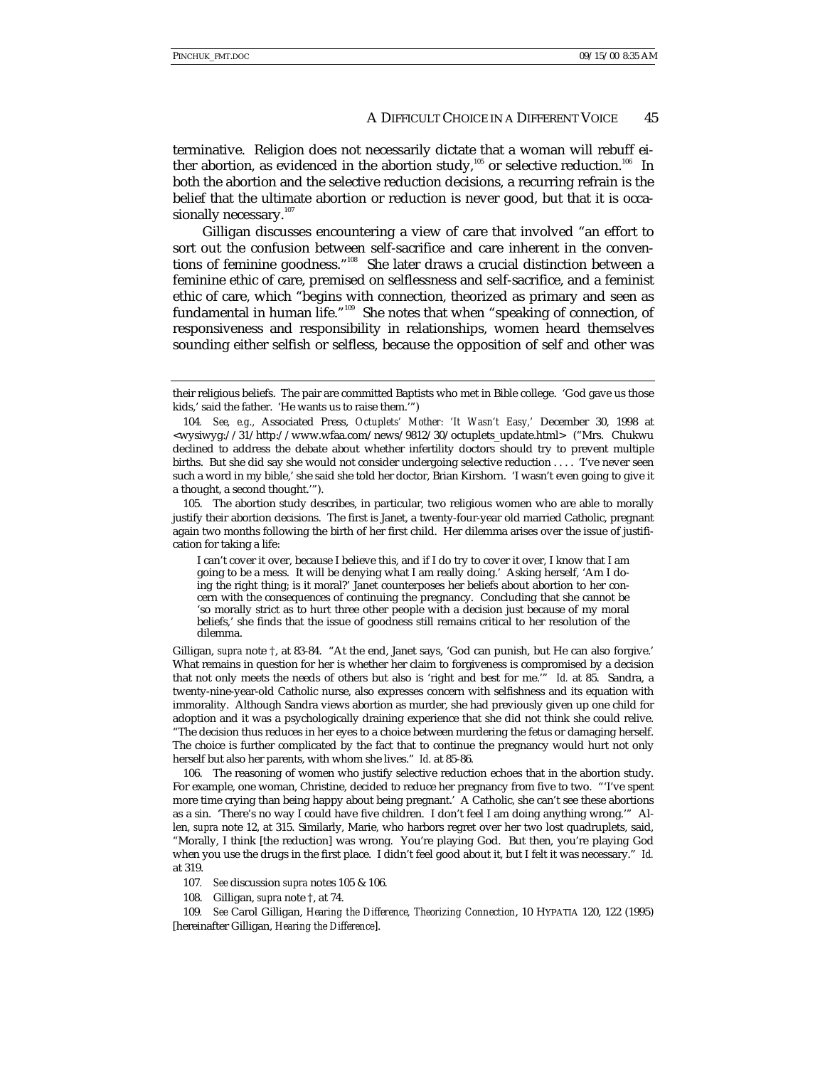terminative. Religion does not necessarily dictate that a woman will rebuff either abortion, as evidenced in the abortion study,[105] or selective reduction.[106] In both the abortion and the selective reduction decisions, a recurring refrain is the belief that the ultimate abortion or reduction is never good, but that it is occasionally necessary.[107]

Gilligan discusses encountering a view of care that involved "an effort to sort out the confusion between self-sacrifice and care inherent in the conventions of feminine goodness."[108] She later draws a crucial distinction between a feminine ethic of care, premised on selflessness and self-sacrifice, and a feminist ethic of care, which "begins with connection, theorized as primary and seen as fundamental in human life."[109] She notes that when "speaking of connection, of responsiveness and responsibility in relationships, women heard themselves sounding either selfish or selfless, because the opposition of self and other was

---

their religious beliefs. The pair are committed Baptists who met in Bible college. 'God gave us those kids,' said the father. 'He wants us to raise them.'")

104. *See, e.g.*, Associated Press, *Octuplets' Mother: 'It Wasn't Easy,'* December 30, 1998 at <wysiwyg://31/http://www.wfaa.com/news/9812/30/octuplets_update.html> ("Mrs. Chukwu declined to address the debate about whether infertility doctors should try to prevent multiple births. But she did say she would not consider undergoing selective reduction . . . . 'I've never seen such a word in my bible,' she said she told her doctor, Brian Kirshorn. 'I wasn't even going to give it a thought, a second thought.'").

105. The abortion study describes, in particular, two religious women who are able to morally justify their abortion decisions. The first is Janet, a twenty-four-year old married Catholic, pregnant again two months following the birth of her first child. Her dilemma arises over the issue of justification for taking a life:

> I can't cover it over, because I believe this, and if I do try to cover it over, I know that I am going to be a mess. It will be denying what I am really doing.' Asking herself, 'Am I doing the right thing; is it moral?' Janet counterposes her beliefs about abortion to her concern with the consequences of continuing the pregnancy. Concluding that she cannot be 'so morally strict as to hurt three other people with a decision just because of my moral beliefs,' she finds that the issue of goodness still remains critical to her resolution of the dilemma.

Gilligan, *supra* note †, at 83-84. "At the end, Janet says, 'God can punish, but He can also forgive.' What remains in question for her is whether her claim to forgiveness is compromised by a decision that not only meets the needs of others but also is 'right and best for me.'" *Id.* at 85. Sandra, a twenty-nine-year-old Catholic nurse, also expresses concern with selfishness and its equation with immorality. Although Sandra views abortion as murder, she had previously given up one child for adoption and it was a psychologically draining experience that she did not think she could relive. "The decision thus reduces in her eyes to a choice between murdering the fetus or damaging herself. The choice is further complicated by the fact that to continue the pregnancy would hurt not only herself but also her parents, with whom she lives." *Id.* at 85-86.

106. The reasoning of women who justify selective reduction echoes that in the abortion study. For example, one woman, Christine, decided to reduce her pregnancy from five to two. "'I've spent more time crying than being happy about being pregnant.' A Catholic, she can't see these abortions as a sin. 'There's no way I could have five children. I don't feel I am doing anything wrong.'" Allen, *supra* note 12, at 315. Similarly, Marie, who harbors regret over her two lost quadruplets, said, "Morally, I think [the reduction] was wrong. You're playing God. But then, you're playing God when you use the drugs in the first place. I didn't feel good about it, but I felt it was necessary." *Id.* at 319.

107. *See* discussion *supra* notes 105 & 106.

108. Gilligan, *supra* note †, at 74.

109. *See* Carol Gilligan, *Hearing the Difference, Theorizing Connection*, 10 HYPATIA 120, 122 (1995) [hereinafter Gilligan, *Hearing the Difference*].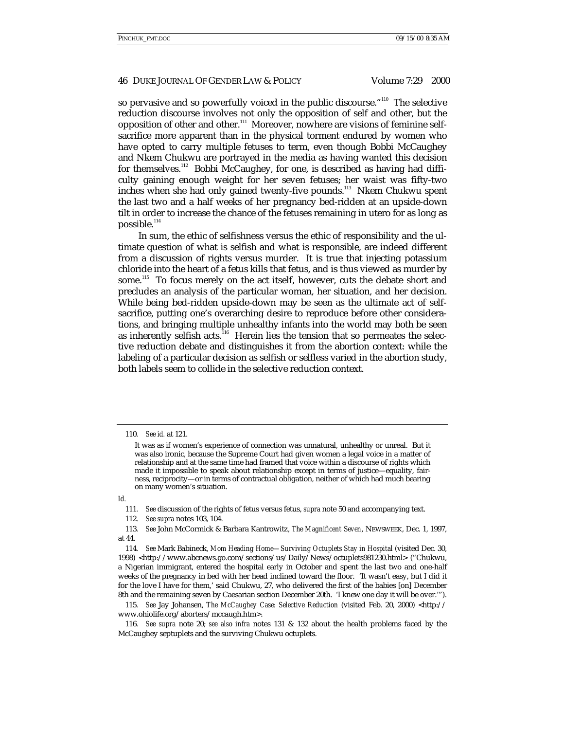so pervasive and so powerfully voiced in the public discourse."[110] The selective reduction discourse involves not only the opposition of self and other, but the opposition of other and other.[111] Moreover, nowhere are visions of feminine self-sacrifice more apparent than in the physical torment endured by women who have opted to carry multiple fetuses to term, even though Bobbi McCaughey and Nkem Chukwu are portrayed in the media as having wanted this decision for themselves.[112] Bobbi McCaughey, for one, is described as having had difficulty gaining enough weight for her seven fetuses; her waist was fifty-two inches when she had only gained twenty-five pounds.[113] Nkem Chukwu spent the last two and a half weeks of her pregnancy bed-ridden at an upside-down tilt in order to increase the chance of the fetuses remaining in utero for as long as possible.[114]

In sum, the ethic of selfishness versus the ethic of responsibility and the ultimate question of what is selfish and what is responsible, are indeed different from a discussion of rights versus murder. It is true that injecting potassium chloride into the heart of a fetus kills that fetus, and is thus viewed as murder by some.[115] To focus merely on the act itself, however, cuts the debate short and precludes an analysis of the particular woman, her situation, and her decision. While being bed-ridden upside-down may be seen as the ultimate act of self-sacrifice, putting one's overarching desire to reproduce before other considerations, and bringing multiple unhealthy infants into the world may both be seen as inherently selfish acts.[116] Herein lies the tension that so permeates the selective reduction debate and distinguishes it from the abortion context: while the labeling of a particular decision as selfish or selfless varied in the abortion study, both labels seem to collide in the selective reduction context.

---

110. *See id.* at 121.

> It was as if women's experience of connection was unnatural, unhealthy or unreal. But it was also ironic, because the Supreme Court had given women a legal voice in a matter of relationship and at the same time had framed that voice within a discourse of rights which made it impossible to speak about relationship except in terms of justice—equality, fairness, reciprocity—or in terms of contractual obligation, neither of which had much bearing on many women's situation.

*Id.*

111. *See* discussion of the rights of fetus versus fetus, *supra* note 50 and accompanying text.

112. *See supra* notes 103, 104.

113. *See* John McCormick & Barbara Kantrowitz, *The Magnificent Seven*, NEWSWEEK, Dec. 1, 1997, at 44.

114. *See* Mark Babineck, *Mom Heading Home—Surviving Octuplets Stay in Hospital* (visited Dec. 30, 1998) <http://www.abcnews.go.com/sections/us/Daily/News/octuplets981230.html> ("Chukwu, a Nigerian immigrant, entered the hospital early in October and spent the last two and one-half weeks of the pregnancy in bed with her head inclined toward the floor. 'It wasn't easy, but I did it for the love I have for them,' said Chukwu, 27, who delivered the first of the babies [on] December 8th and the remaining seven by Caesarian section December 20th. 'I knew one day it will be over.'").

115. *See* Jay Johansen, *The McCaughey Case: Selective Reduction* (visited Feb. 20, 2000) <http://www.ohiolife.org/aborters/mccaugh.htm>.

116. *See supra* note 20; *see also infra* notes 131 & 132 about the health problems faced by the McCaughey septuplets and the surviving Chukwu octuplets.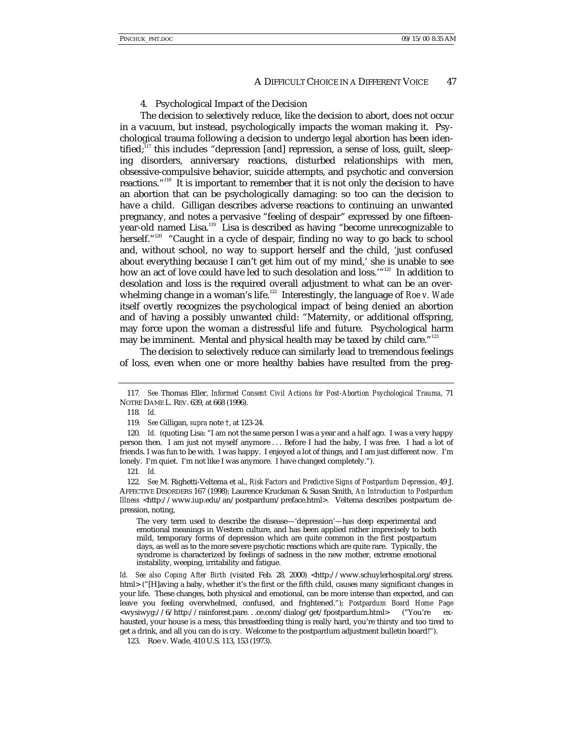4. Psychological Impact of the Decision

The decision to selectively reduce, like the decision to abort, does not occur in a vacuum, but instead, psychologically impacts the woman making it. Psychological trauma following a decision to undergo legal abortion has been identified;[117] this includes "depression [and] repression, a sense of loss, guilt, sleeping disorders, anniversary reactions, disturbed relationships with men, obsessive-compulsive behavior, suicide attempts, and psychotic and conversion reactions."[118] It is important to remember that it is not only the decision to have an abortion that can be psychologically damaging: so too can the decision to have a child. Gilligan describes adverse reactions to continuing an unwanted pregnancy, and notes a pervasive "feeling of despair" expressed by one fifteen-year-old named Lisa.[119] Lisa is described as having "become unrecognizable to herself."[120] "Caught in a cycle of despair, finding no way to go back to school and, without school, no way to support herself and the child, 'just confused about everything because I can't get him out of my mind,' she is unable to see how an act of love could have led to such desolation and loss.'"[121] In addition to desolation and loss is the required overall adjustment to what can be an overwhelming change in a woman's life.[122] Interestingly, the language of *Roe v. Wade* itself overtly recognizes the psychological impact of being denied an abortion and of having a possibly unwanted child: "Maternity, or additional offspring, may force upon the woman a distressful life and future. Psychological harm may be imminent. Mental and physical health may be taxed by child care."[123]

The decision to selectively reduce can similarly lead to tremendous feelings of loss, even when one or more healthy babies have resulted from the preg-

---

117. *See* Thomas Eller, *Informed Consent Civil Actions for Post-Abortion Psychological Trauma*, 71 NOTRE DAME L. REV. 639, at 668 (1996).

118. *Id.*

119. *See* Gilligan, *supra* note †, at 123-24.

120. *Id.* (quoting Lisa: "I am not the same person I was a year and a half ago. I was a very happy person then. I am just not myself anymore . . . Before I had the baby, I was free. I had a lot of friends. I was fun to be with. I was happy. I enjoyed a lot of things, and I am just different now. I'm lonely. I'm quiet. I'm not like I was anymore. I have changed completely.").

121. *Id.*

122. *See* M. Righetti-Veltema et al., *Risk Factors and Predictive Signs of Postpardum Depression*, 49 J. AFFECTIVE DISORDERS 167 (1998); Laurence Kruckman & Susan Smith, *An Introduction to Postpardum Illness* <http://www.iup.edu/an/postpardum/preface.html>. Veltema describes postpartum depression, noting,

> The very term used to describe the disease—'depression'—has deep experimental and emotional meanings in Western culture, and has been applied rather imprecisely to both mild, temporary forms of depression which are quite common in the first postpartum days, as well as to the more severe psychotic reactions which are quite rare. Typically, the syndrome is characterized by feelings of sadness in the new mother, extreme emotional instability, weeping, irritability and fatigue.

*Id.* *See also Coping After Birth* (visited Feb. 28, 2000) <http://www.schuylerhospital.org/stress.html> ("[H]aving a baby, whether it's the first or the fifth child, causes many significant changes in your life. These changes, both physical and emotional, can be more intense than expected, and can leave you feeling overwhelmed, confused, and frightened."); *Postpardum Board Home Page* <wysiwyg://6/http://rainforest.pare. . .ce.com/dialog/get/fpostpardum.html> ("You're exhausted, your house is a mess, this breastfeeding thing is really hard, you're thirsty and too tired to get a drink, and all you can do is cry. Welcome to the postpardum adjustment bulletin board!").

123. Roe v. Wade, 410 U.S. 113, 153 (1973).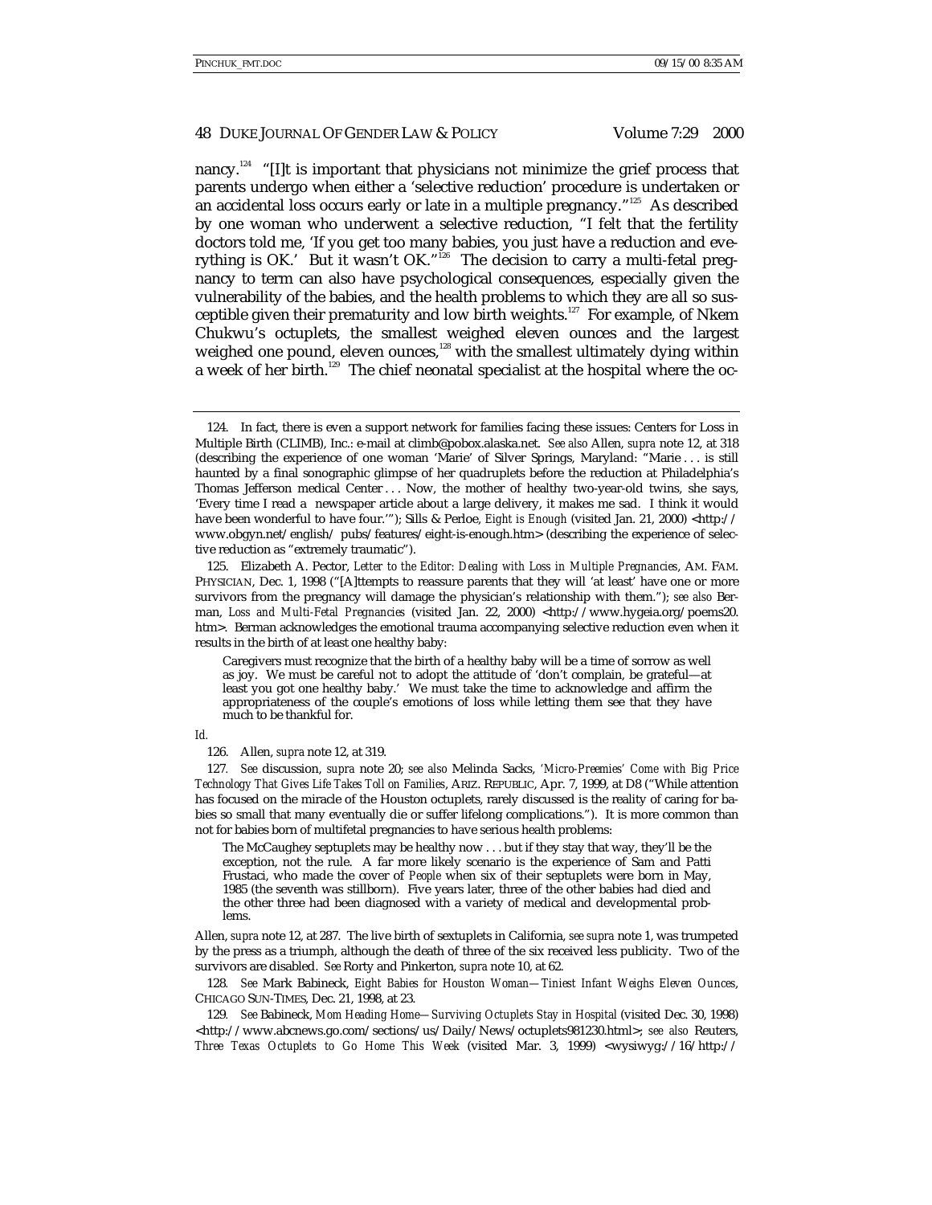nancy.[124] "[I]t is important that physicians not minimize the grief process that parents undergo when either a 'selective reduction' procedure is undertaken or an accidental loss occurs early or late in a multiple pregnancy."[125] As described by one woman who underwent a selective reduction, "I felt that the fertility doctors told me, 'If you get too many babies, you just have a reduction and everything is OK.' But it wasn't OK."[126] The decision to carry a multi-fetal pregnancy to term can also have psychological consequences, especially given the vulnerability of the babies, and the health problems to which they are all so susceptible given their prematurity and low birth weights.[127] For example, of Nkem Chukwu's octuplets, the smallest weighed eleven ounces and the largest weighed one pound, eleven ounces,[128] with the smallest ultimately dying within a week of her birth.[129] The chief neonatal specialist at the hospital where the oc-

---

124. In fact, there is even a support network for families facing these issues: Centers for Loss in Multiple Birth (CLIMB), Inc.: e-mail at climb@pobox.alaska.net. *See also* Allen, *supra* note 12, at 318 (describing the experience of one woman 'Marie' of Silver Springs, Maryland: "Marie . . . is still haunted by a final sonographic glimpse of her quadruplets before the reduction at Philadelphia's Thomas Jefferson medical Center . . . Now, the mother of healthy two-year-old twins, she says, 'Every time I read a newspaper article about a large delivery, it makes me sad. I think it would have been wonderful to have four.'"); Sills & Perloe, *Eight is Enough* (visited Jan. 21, 2000) <http://www.obgyn.net/english/ pubs/features/eight-is-enough.htm> (describing the experience of selective reduction as "extremely traumatic").

125. Elizabeth A. Pector, *Letter to the Editor: Dealing with Loss in Multiple Pregnancies*, AM. FAM. PHYSICIAN, Dec. 1, 1998 ("[A]ttempts to reassure parents that they will 'at least' have one or more survivors from the pregnancy will damage the physician's relationship with them."); *see also* Berman, *Loss and Multi-Fetal Pregnancies* (visited Jan. 22, 2000) <http://www.hygeia.org/poems20.htm>. Berman acknowledges the emotional trauma accompanying selective reduction even when it results in the birth of at least one healthy baby:

> Caregivers must recognize that the birth of a healthy baby will be a time of sorrow as well as joy. We must be careful not to adopt the attitude of 'don't complain, be grateful—at least you got one healthy baby.' We must take the time to acknowledge and affirm the appropriateness of the couple's emotions of loss while letting them see that they have much to be thankful for.

*Id.*

126. Allen, *supra* note 12, at 319.

127. *See* discussion, *supra* note 20; *see also* Melinda Sacks, *'Micro-Preemies' Come with Big Price Technology That Gives Life Takes Toll on Families*, ARIZ. REPUBLIC, Apr. 7, 1999, at D8 ("While attention has focused on the miracle of the Houston octuplets, rarely discussed is the reality of caring for babies so small that many eventually die or suffer lifelong complications."). It is more common than not for babies born of multifetal pregnancies to have serious health problems:

> The McCaughey septuplets may be healthy now . . . but if they stay that way, they'll be the exception, not the rule. A far more likely scenario is the experience of Sam and Patti Frustaci, who made the cover of *People* when six of their septuplets were born in May, 1985 (the seventh was stillborn). Five years later, three of the other babies had died and the other three had been diagnosed with a variety of medical and developmental problems.

Allen, *supra* note 12, at 287. The live birth of sextuplets in California, *see supra* note 1, was trumpeted by the press as a triumph, although the death of three of the six received less publicity. Two of the survivors are disabled. *See* Rorty and Pinkerton, *supra* note 10, at 62.

128. *See* Mark Babineck, *Eight Babies for Houston Woman—Tiniest Infant Weighs Eleven Ounces*, CHICAGO SUN-TIMES, Dec. 21, 1998, at 23.

129. *See* Babineck, *Mom Heading Home—Surviving Octuplets Stay in Hospital* (visited Dec. 30, 1998) <http://www.abcnews.go.com/sections/us/Daily/News/octuplets981230.html>; *see also* Reuters, *Three Texas Octuplets to Go Home This Week* (visited Mar. 3, 1999) <wysiwyg://16/http://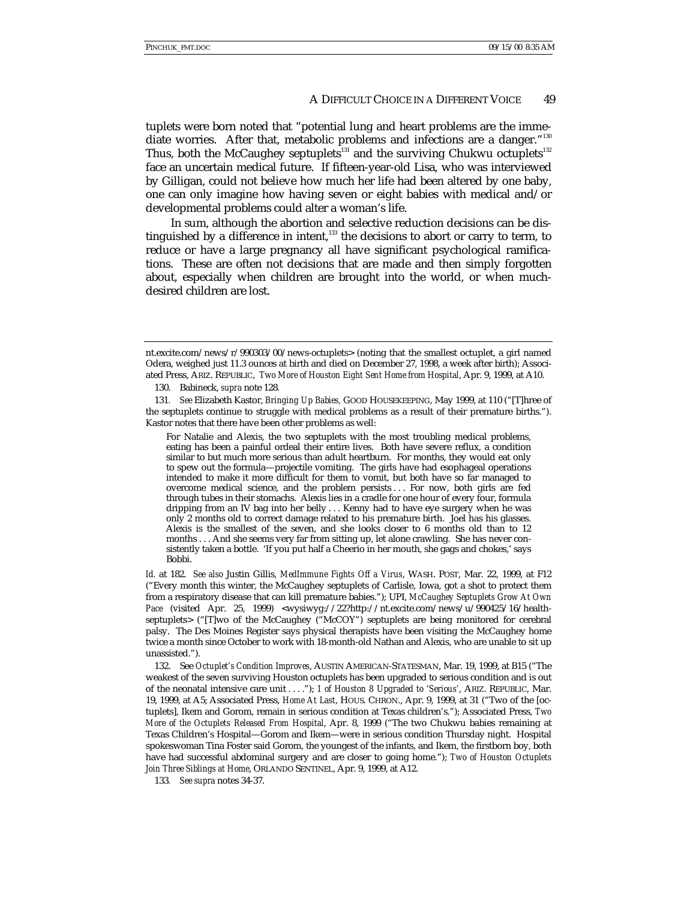tuplets were born noted that "potential lung and heart problems are the immediate worries. After that, metabolic problems and infections are a danger."[130] Thus, both the McCaughey septuplets[131] and the surviving Chukwu octuplets[132] face an uncertain medical future. If fifteen-year-old Lisa, who was interviewed by Gilligan, could not believe how much her life had been altered by one baby, one can only imagine how having seven or eight babies with medical and/or developmental problems could alter a woman's life.

In sum, although the abortion and selective reduction decisions can be distinguished by a difference in intent,[133] the decisions to abort or carry to term, to reduce or have a large pregnancy all have significant psychological ramifications. These are often not decisions that are made and then simply forgotten about, especially when children are brought into the world, or when much-desired children are lost.

---

nt.excite.com/news/r/990303/00/news-octuplets> (noting that the smallest octuplet, a girl named Odera, weighed just 11.3 ounces at birth and died on December 27, 1998, a week after birth); Associated Press, ARIZ. REPUBLIC, *Two More of Houston Eight Sent Home from Hospital*, Apr. 9, 1999, at A10.

130. Babineck, *supra* note 128.

131. *See* Elizabeth Kastor, *Bringing Up Babies*, GOOD HOUSEKEEPING, May 1999, at 110 ("[T]hree of the septuplets continue to struggle with medical problems as a result of their premature births."). Kastor notes that there have been other problems as well:

> For Natalie and Alexis, the two septuplets with the most troubling medical problems, eating has been a painful ordeal their entire lives. Both have severe reflux, a condition similar to but much more serious than adult heartburn. For months, they would eat only to spew out the formula—projectile vomiting. The girls have had esophageal operations intended to make it more difficult for them to vomit, but both have so far managed to overcome medical science, and the problem persists . . . For now, both girls are fed through tubes in their stomachs. Alexis lies in a cradle for one hour of every four, formula dripping from an IV bag into her belly . . . Kenny had to have eye surgery when he was only 2 months old to correct damage related to his premature birth. Joel has his glasses. Alexis is the smallest of the seven, and she looks closer to 6 months old than to 12 months . . . And she seems very far from sitting up, let alone crawling. She has never consistently taken a bottle. 'If you put half a Cheerio in her mouth, she gags and chokes,' says Bobbi.

*Id.* at 182. *See also* Justin Gillis, *MedImmune Fights Off a Virus*, WASH. POST, Mar. 22, 1999, at F12 ("Every month this winter, the McCaughey septuplets of Carlisle, Iowa, got a shot to protect them from a respiratory disease that can kill premature babies."); UPI, *McCaughey Septuplets Grow At Own Pace* (visited Apr. 25, 1999) <wysiwyg://22?http://nt.excite.com/news/u/990425/16/health-septuplets> ("[T]wo of the McCaughey ("McCOY") septuplets are being monitored for cerebral palsy. The Des Moines Register says physical therapists have been visiting the McCaughey home twice a month since October to work with 18-month-old Nathan and Alexis, who are unable to sit up unassisted.").

132. See *Octuplet's Condition Improves*, AUSTIN AMERICAN-STATESMAN, Mar. 19, 1999, at B15 ("The weakest of the seven surviving Houston octuplets has been upgraded to serious condition and is out of the neonatal intensive care unit . . . ."); *1 of Houston 8 Upgraded to 'Serious'*, ARIZ. REPUBLIC, Mar. 19, 1999, at A5; Associated Press, *Home At Last*, HOUS. CHRON., Apr. 9, 1999, at 31 ("Two of the [octuplets], Ikem and Gorom, remain in serious condition at Texas children's."); Associated Press, *Two More of the Octuplets Released From Hospital*, Apr. 8, 1999 ("The two Chukwu babies remaining at Texas Children's Hospital—Gorom and Ikem—were in serious condition Thursday night. Hospital spokeswoman Tina Foster said Gorom, the youngest of the infants, and Ikem, the firstborn boy, both have had successful abdominal surgery and are closer to going home."); *Two of Houston Octuplets Join Three Siblings at Home*, ORLANDO SENTINEL, Apr. 9, 1999, at A12.

133. *See supra* notes 34-37.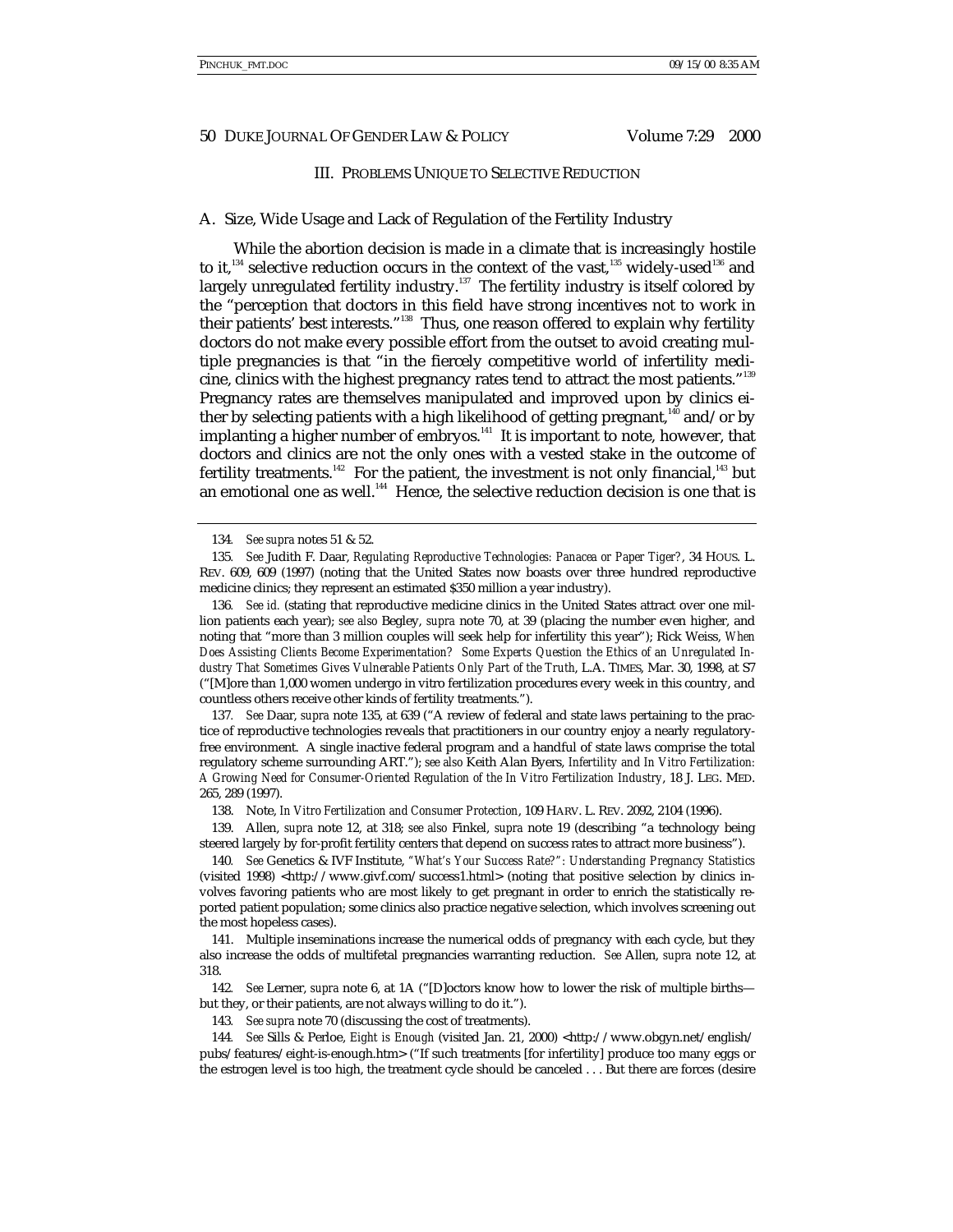### III. PROBLEMS UNIQUE TO SELECTIVE REDUCTION

#### A. Size, Wide Usage and Lack of Regulation of the Fertility Industry

While the abortion decision is made in a climate that is increasingly hostile to it,[134] selective reduction occurs in the context of the vast,[135] widely-used[136] and largely unregulated fertility industry.[137] The fertility industry is itself colored by the "perception that doctors in this field have strong incentives not to work in their patients' best interests."[138] Thus, one reason offered to explain why fertility doctors do not make every possible effort from the outset to avoid creating multiple pregnancies is that "in the fiercely competitive world of infertility medicine, clinics with the highest pregnancy rates tend to attract the most patients."[139] Pregnancy rates are themselves manipulated and improved upon by clinics either by selecting patients with a high likelihood of getting pregnant,[140] and/or by implanting a higher number of embryos.[141] It is important to note, however, that doctors and clinics are not the only ones with a vested stake in the outcome of fertility treatments.[142] For the patient, the investment is not only financial,[143] but an emotional one as well.[144] Hence, the selective reduction decision is one that is

---

134. *See supra* notes 51 & 52.

135. *See* Judith F. Daar, *Regulating Reproductive Technologies: Panacea or Paper Tiger?*, 34 HOUS. L. REV. 609, 609 (1997) (noting that the United States now boasts over three hundred reproductive medicine clinics; they represent an estimated $350 million a year industry).

136. *See id.* (stating that reproductive medicine clinics in the United States attract over one million patients each year); *see also* Begley, *supra* note 70, at 39 (placing the number even higher, and noting that "more than 3 million couples will seek help for infertility this year"); Rick Weiss, *When Does Assisting Clients Become Experimentation? Some Experts Question the Ethics of an Unregulated Industry That Sometimes Gives Vulnerable Patients Only Part of the Truth*, L.A. TIMES, Mar. 30, 1998, at S7 ("[M]ore than 1,000 women undergo in vitro fertilization procedures every week in this country, and countless others receive other kinds of fertility treatments.").

137. *See* Daar, *supra* note 135, at 639 ("A review of federal and state laws pertaining to the practice of reproductive technologies reveals that practitioners in our country enjoy a nearly regulatory-free environment. A single inactive federal program and a handful of state laws comprise the total regulatory scheme surrounding ART."); *see also* Keith Alan Byers, *Infertility and In Vitro Fertilization: A Growing Need for Consumer-Oriented Regulation of the In Vitro Fertilization Industry*, 18 J. LEG. MED. 265, 289 (1997).

138. Note, *In Vitro Fertilization and Consumer Protection*, 109 HARV. L. REV. 2092, 2104 (1996).

139. Allen, *supra* note 12, at 318; *see also* Finkel, *supra* note 19 (describing "a technology being steered largely by for-profit fertility centers that depend on success rates to attract more business").

140. *See* Genetics & IVF Institute, *"What's Your Success Rate?": Understanding Pregnancy Statistics* (visited 1998) <http://www.givf.com/success1.html> (noting that positive selection by clinics involves favoring patients who are most likely to get pregnant in order to enrich the statistically reported patient population; some clinics also practice negative selection, which involves screening out the most hopeless cases).

141. Multiple inseminations increase the numerical odds of pregnancy with each cycle, but they also increase the odds of multifetal pregnancies warranting reduction. *See* Allen, *supra* note 12, at 318.

142. *See* Lerner, *supra* note 6, at 1A ("[D]octors know how to lower the risk of multiple births—but they, or their patients, are not always willing to do it.").

143. *See supra* note 70 (discussing the cost of treatments).

144. *See* Sills & Perloe, *Eight is Enough* (visited Jan. 21, 2000) <http://www.obgyn.net/english/pubs/features/eight-is-enough.htm> ("If such treatments [for infertility] produce too many eggs or the estrogen level is too high, the treatment cycle should be canceled . . . But there are forces (desire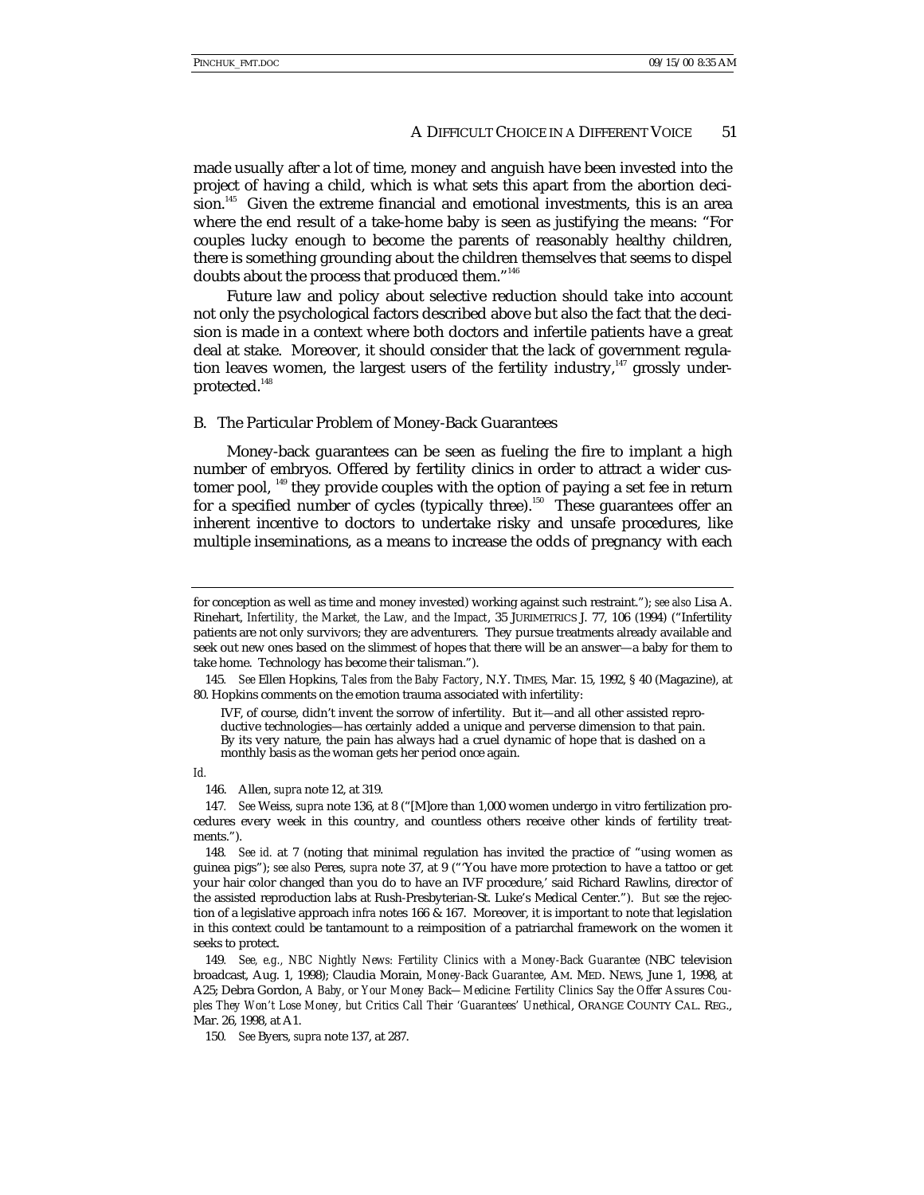made usually after a lot of time, money and anguish have been invested into the project of having a child, which is what sets this apart from the abortion decision.[145] Given the extreme financial and emotional investments, this is an area where the end result of a take-home baby is seen as justifying the means: "For couples lucky enough to become the parents of reasonably healthy children, there is something grounding about the children themselves that seems to dispel doubts about the process that produced them."[146]

Future law and policy about selective reduction should take into account not only the psychological factors described above but also the fact that the decision is made in a context where both doctors and infertile patients have a great deal at stake. Moreover, it should consider that the lack of government regulation leaves women, the largest users of the fertility industry,[147] grossly underprotected.[148]

### B. The Particular Problem of Money-Back Guarantees

Money-back guarantees can be seen as fueling the fire to implant a high number of embryos. Offered by fertility clinics in order to attract a wider customer pool, [149] they provide couples with the option of paying a set fee in return for a specified number of cycles (typically three).[150] These guarantees offer an inherent incentive to doctors to undertake risky and unsafe procedures, like multiple inseminations, as a means to increase the odds of pregnancy with each

---

for conception as well as time and money invested) working against such restraint."); *see also* Lisa A. Rinehart, *Infertility, the Market, the Law, and the Impact*, 35 JURIMETRICS J. 77, 106 (1994) ("Infertility patients are not only survivors; they are adventurers. They pursue treatments already available and seek out new ones based on the slimmest of hopes that there will be an answer—a baby for them to take home. Technology has become their talisman.").

145. *See* Ellen Hopkins, *Tales from the Baby Factory*, N.Y. TIMES, Mar. 15, 1992, § 40 (Magazine), at 80. Hopkins comments on the emotion trauma associated with infertility:

> IVF, of course, didn't invent the sorrow of infertility. But it—and all other assisted reproductive technologies—has certainly added a unique and perverse dimension to that pain. By its very nature, the pain has always had a cruel dynamic of hope that is dashed on a monthly basis as the woman gets her period once again.

*Id.*

146. Allen, *supra* note 12, at 319.

147. *See* Weiss, *supra* note 136, at 8 ("[M]ore than 1,000 women undergo in vitro fertilization procedures every week in this country, and countless others receive other kinds of fertility treatments.").

148. *See id.* at 7 (noting that minimal regulation has invited the practice of "using women as guinea pigs"); *see also* Peres, *supra* note 37, at 9 ("'You have more protection to have a tattoo or get your hair color changed than you do to have an IVF procedure,' said Richard Rawlins, director of the assisted reproduction labs at Rush-Presbyterian-St. Luke's Medical Center."). *But see* the rejection of a legislative approach *infra* notes 166 & 167. Moreover, it is important to note that legislation in this context could be tantamount to a reimposition of a patriarchal framework on the women it seeks to protect.

149. *See, e.g.*, *NBC Nightly News: Fertility Clinics with a Money-Back Guarantee* (NBC television broadcast, Aug. 1, 1998); Claudia Morain, *Money-Back Guarantee*, AM. MED. NEWS, June 1, 1998, at A25; Debra Gordon, *A Baby, or Your Money Back—Medicine: Fertility Clinics Say the Offer Assures Couples They Won't Lose Money, but Critics Call Their 'Guarantees' Unethical*, ORANGE COUNTY CAL. REG., Mar. 26, 1998, at A1.

150. *See* Byers, *supra* note 137, at 287.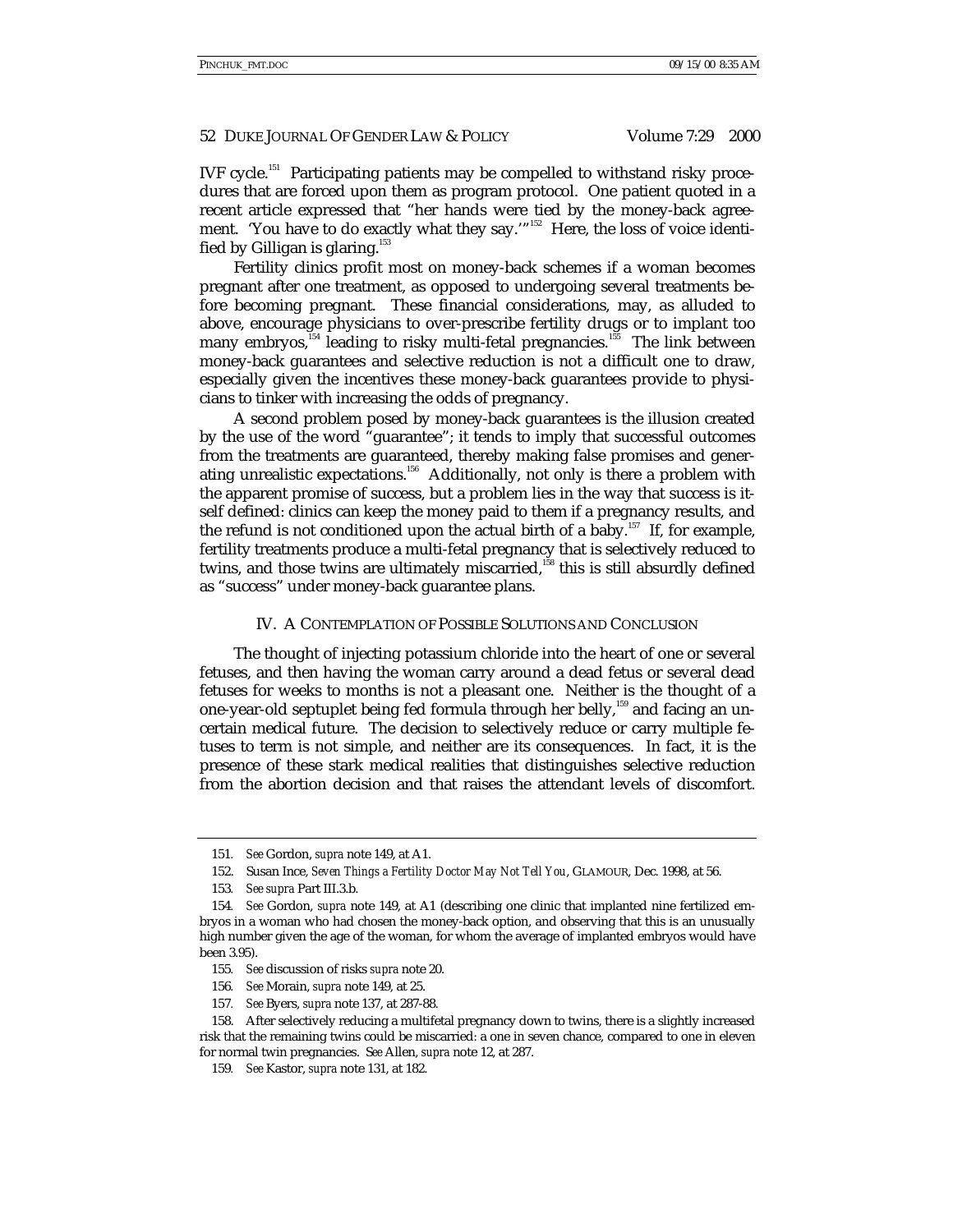IVF cycle.[151] Participating patients may be compelled to withstand risky procedures that are forced upon them as program protocol. One patient quoted in a recent article expressed that "her hands were tied by the money-back agreement. 'You have to do exactly what they say.'"[152] Here, the loss of voice identified by Gilligan is glaring.[153]

Fertility clinics profit most on money-back schemes if a woman becomes pregnant after one treatment, as opposed to undergoing several treatments before becoming pregnant. These financial considerations, may, as alluded to above, encourage physicians to over-prescribe fertility drugs or to implant too many embryos,[154] leading to risky multi-fetal pregnancies.[155] The link between money-back guarantees and selective reduction is not a difficult one to draw, especially given the incentives these money-back guarantees provide to physicians to tinker with increasing the odds of pregnancy.

A second problem posed by money-back guarantees is the illusion created by the use of the word "guarantee"; it tends to imply that successful outcomes from the treatments are guaranteed, thereby making false promises and generating unrealistic expectations.[156] Additionally, not only is there a problem with the apparent promise of success, but a problem lies in the way that success is itself defined: clinics can keep the money paid to them if a pregnancy results, and the refund is not conditioned upon the actual birth of a baby.[157] If, for example, fertility treatments produce a multi-fetal pregnancy that is selectively reduced to twins, and those twins are ultimately miscarried,[158] this is still absurdly defined as "success" under money-back guarantee plans.

## IV. A CONTEMPLATION OF POSSIBLE SOLUTIONS AND CONCLUSION

The thought of injecting potassium chloride into the heart of one or several fetuses, and then having the woman carry around a dead fetus or several dead fetuses for weeks to months is not a pleasant one. Neither is the thought of a one-year-old septuplet being fed formula through her belly,[159] and facing an uncertain medical future. The decision to selectively reduce or carry multiple fetuses to term is not simple, and neither are its consequences. In fact, it is the presence of these stark medical realities that distinguishes selective reduction from the abortion decision and that raises the attendant levels of discomfort.

---

151. *See* Gordon, *supra* note 149, at A1.

152. Susan Ince, *Seven Things a Fertility Doctor May Not Tell You*, GLAMOUR, Dec. 1998, at 56.

153. *See supra* Part III.3.b.

154. *See* Gordon, *supra* note 149, at A1 (describing one clinic that implanted nine fertilized embryos in a woman who had chosen the money-back option, and observing that this is an unusually high number given the age of the woman, for whom the average of implanted embryos would have been 3.95).

155. *See* discussion of risks *supra* note 20.

156. *See* Morain, *supra* note 149, at 25.

157. *See* Byers, *supra* note 137, at 287-88.

158. After selectively reducing a multifetal pregnancy down to twins, there is a slightly increased risk that the remaining twins could be miscarried: a one in seven chance, compared to one in eleven for normal twin pregnancies. *See* Allen, *supra* note 12, at 287.

159. *See* Kastor, *supra* note 131, at 182.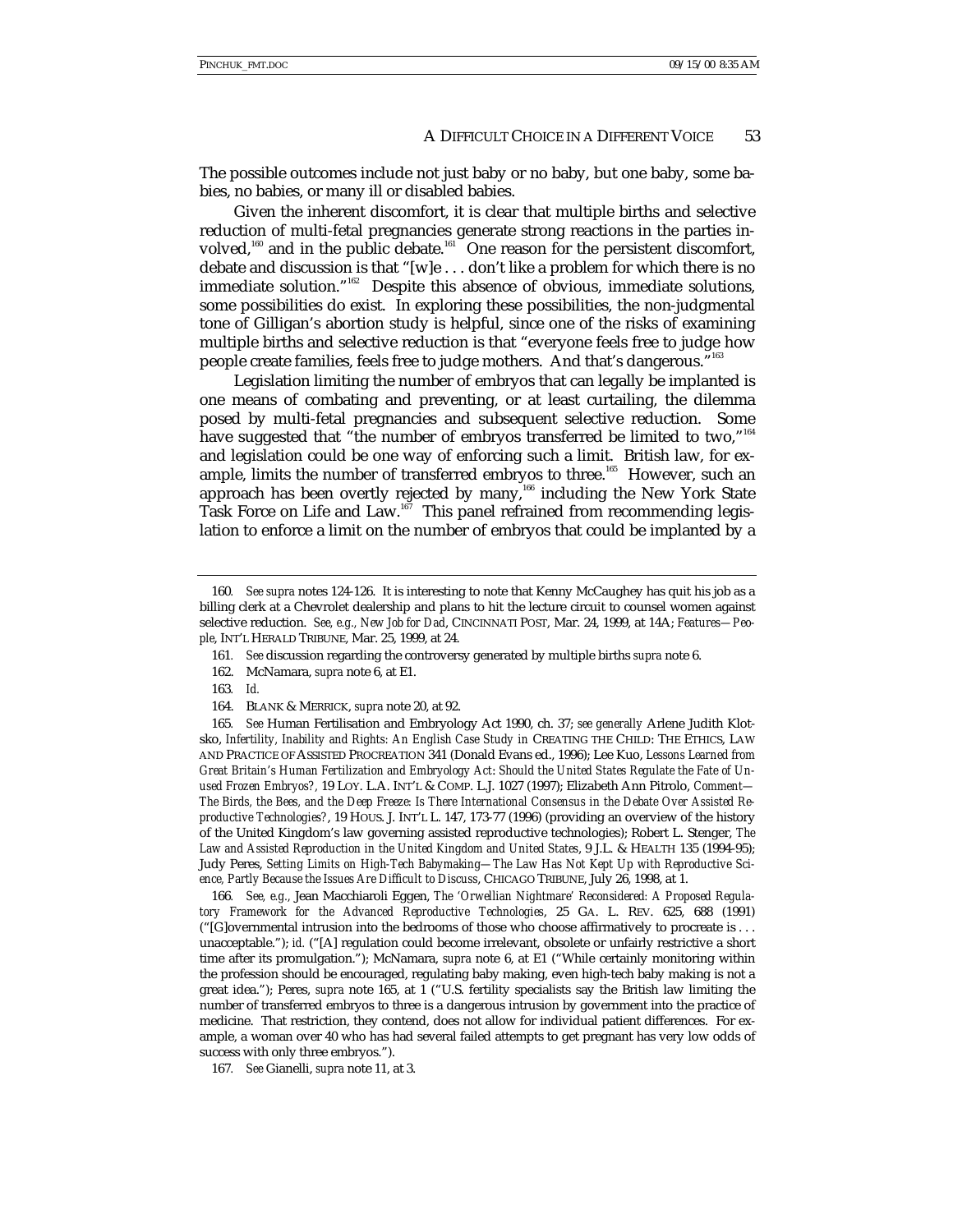The possible outcomes include not just baby or no baby, but one baby, some babies, no babies, or many ill or disabled babies.

Given the inherent discomfort, it is clear that multiple births and selective reduction of multi-fetal pregnancies generate strong reactions in the parties involved,[160] and in the public debate.[161] One reason for the persistent discomfort, debate and discussion is that "[w]e . . . don't like a problem for which there is no immediate solution."[162] Despite this absence of obvious, immediate solutions, some possibilities do exist. In exploring these possibilities, the non-judgmental tone of Gilligan's abortion study is helpful, since one of the risks of examining multiple births and selective reduction is that "everyone feels free to judge how people create families, feels free to judge mothers. And that's dangerous."[163]

Legislation limiting the number of embryos that can legally be implanted is one means of combating and preventing, or at least curtailing, the dilemma posed by multi-fetal pregnancies and subsequent selective reduction. Some have suggested that "the number of embryos transferred be limited to two,"[164] and legislation could be one way of enforcing such a limit. British law, for example, limits the number of transferred embryos to three.[165] However, such an approach has been overtly rejected by many,[166] including the New York State Task Force on Life and Law.[167] This panel refrained from recommending legislation to enforce a limit on the number of embryos that could be implanted by a

---

160. *See supra* notes 124-126. It is interesting to note that Kenny McCaughey has quit his job as a billing clerk at a Chevrolet dealership and plans to hit the lecture circuit to counsel women against selective reduction. *See, e.g.*, *New Job for Dad*, CINCINNATI POST, Mar. 24, 1999, at 14A; *Features—People*, INT'L HERALD TRIBUNE, Mar. 25, 1999, at 24.

161. *See* discussion regarding the controversy generated by multiple births *supra* note 6.

162. McNamara, *supra* note 6, at E1.

163. *Id.*

164. BLANK & MERRICK, *supra* note 20, at 92.

165. *See* Human Fertilisation and Embryology Act 1990, ch. 37; *see generally* Arlene Judith Klotsko, *Infertility, Inability and Rights: An English Case Study in* CREATING THE CHILD: THE ETHICS, LAW AND PRACTICE OF ASSISTED PROCREATION 341 (Donald Evans ed., 1996); Lee Kuo, *Lessons Learned from Great Britain's Human Fertilization and Embryology Act: Should the United States Regulate the Fate of Unused Frozen Embryos?*, 19 LOY. L.A. INT'L & COMP. L.J. 1027 (1997); Elizabeth Ann Pitrolo, *Comment—The Birds, the Bees, and the Deep Freeze: Is There International Consensus in the Debate Over Assisted Reproductive Technologies?*, 19 HOUS. J. INT'L L. 147, 173-77 (1996) (providing an overview of the history of the United Kingdom's law governing assisted reproductive technologies); Robert L. Stenger, *The Law and Assisted Reproduction in the United Kingdom and United States*, 9 J.L. & HEALTH 135 (1994-95); Judy Peres, *Setting Limits on High-Tech Babymaking—The Law Has Not Kept Up with Reproductive Science, Partly Because the Issues Are Difficult to Discuss*, CHICAGO TRIBUNE, July 26, 1998, at 1.

166. *See, e.g.*, Jean Macchiaroli Eggen, *The 'Orwellian Nightmare' Reconsidered: A Proposed Regulatory Framework for the Advanced Reproductive Technologies*, 25 GA. L. REV. 625, 688 (1991) ("[G]overnmental intrusion into the bedrooms of those who choose affirmatively to procreate is . . . unacceptable."); *id.* ("[A] regulation could become irrelevant, obsolete or unfairly restrictive a short time after its promulgation."); McNamara, *supra* note 6, at E1 ("While certainly monitoring within the profession should be encouraged, regulating baby making, even high-tech baby making is not a great idea."); Peres, *supra* note 165, at 1 ("U.S. fertility specialists say the British law limiting the number of transferred embryos to three is a dangerous intrusion by government into the practice of medicine. That restriction, they contend, does not allow for individual patient differences. For example, a woman over 40 who has had several failed attempts to get pregnant has very low odds of success with only three embryos.").

167. *See* Gianelli, *supra* note 11, at 3.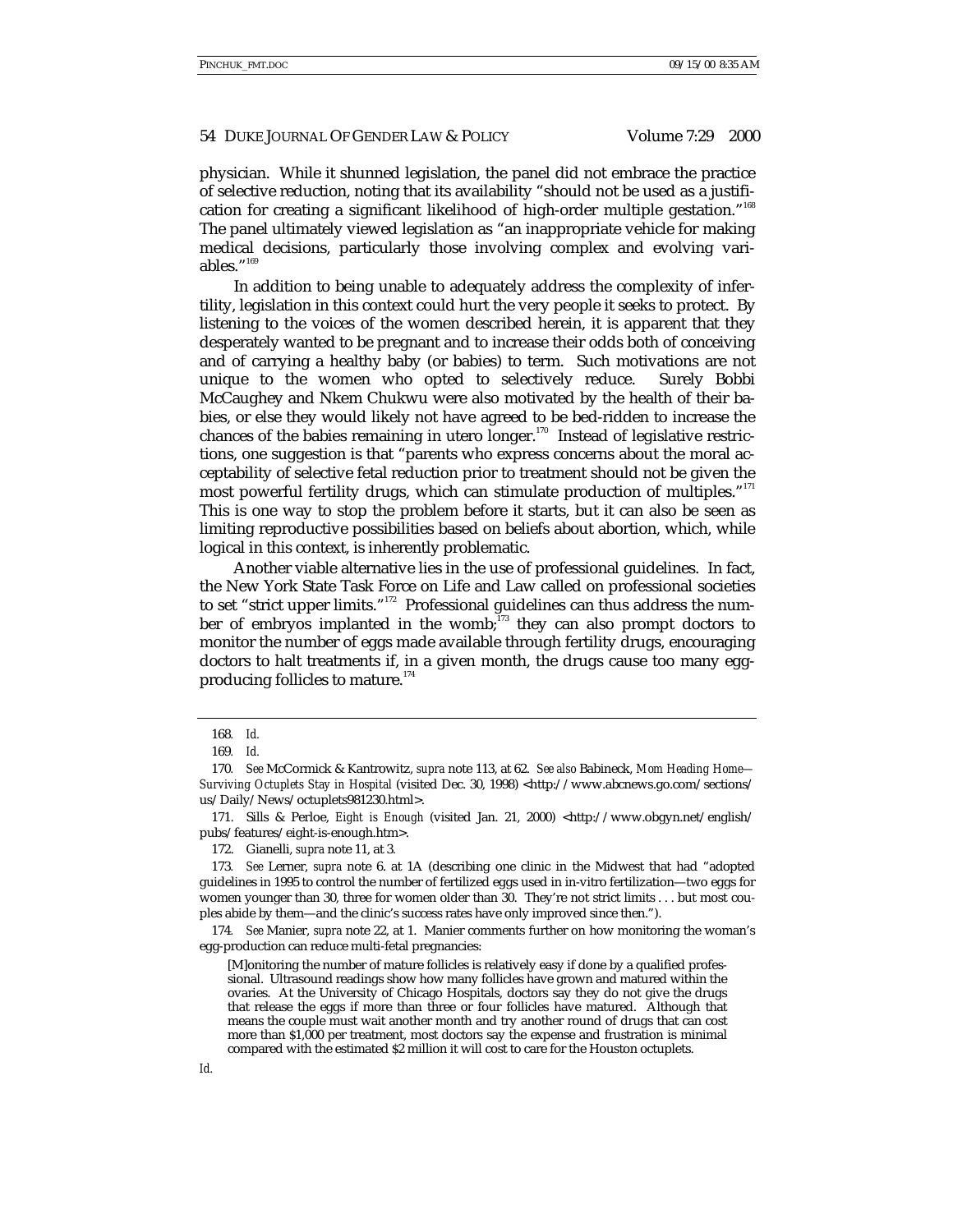physician. While it shunned legislation, the panel did not embrace the practice of selective reduction, noting that its availability "should not be used as a justification for creating a significant likelihood of high-order multiple gestation."[168] The panel ultimately viewed legislation as "an inappropriate vehicle for making medical decisions, particularly those involving complex and evolving variables."[169]

In addition to being unable to adequately address the complexity of infertility, legislation in this context could hurt the very people it seeks to protect. By listening to the voices of the women described herein, it is apparent that they desperately wanted to be pregnant and to increase their odds both of conceiving and of carrying a healthy baby (or babies) to term. Such motivations are not unique to the women who opted to selectively reduce. Surely Bobbi McCaughey and Nkem Chukwu were also motivated by the health of their babies, or else they would likely not have agreed to be bed-ridden to increase the chances of the babies remaining in utero longer.[170] Instead of legislative restrictions, one suggestion is that "parents who express concerns about the moral acceptability of selective fetal reduction prior to treatment should not be given the most powerful fertility drugs, which can stimulate production of multiples."[171] This is one way to stop the problem before it starts, but it can also be seen as limiting reproductive possibilities based on beliefs about abortion, which, while logical in this context, is inherently problematic.

Another viable alternative lies in the use of professional guidelines. In fact, the New York State Task Force on Life and Law called on professional societies to set "strict upper limits."[172] Professional guidelines can thus address the number of embryos implanted in the womb;[173] they can also prompt doctors to monitor the number of eggs made available through fertility drugs, encouraging doctors to halt treatments if, in a given month, the drugs cause too many egg-producing follicles to mature.[174]

---

168. *Id.*

169. *Id.*

170. *See* McCormick & Kantrowitz, *supra* note 113, at 62. *See also* Babineck, *Mom Heading Home—Surviving Octuplets Stay in Hospital* (visited Dec. 30, 1998) <http://www.abcnews.go.com/sections/us/Daily/News/octuplets981230.html>.

171. Sills & Perloe, *Eight is Enough* (visited Jan. 21, 2000) <http://www.obgyn.net/english/pubs/features/eight-is-enough.htm>.

172. Gianelli, *supra* note 11, at 3.

173. *See* Lerner, *supra* note 6. at 1A (describing one clinic in the Midwest that had "adopted guidelines in 1995 to control the number of fertilized eggs used in in-vitro fertilization—two eggs for women younger than 30, three for women older than 30. They're not strict limits . . . but most couples abide by them—and the clinic's success rates have only improved since then.").

174. *See* Manier, *supra* note 22, at 1. Manier comments further on how monitoring the woman's egg-production can reduce multi-fetal pregnancies:

> [M]onitoring the number of mature follicles is relatively easy if done by a qualified professional. Ultrasound readings show how many follicles have grown and matured within the ovaries. At the University of Chicago Hospitals, doctors say they do not give the drugs that release the eggs if more than three or four follicles have matured. Although that means the couple must wait another month and try another round of drugs that can cost more than $1,000 per treatment, most doctors say the expense and frustration is minimal compared with the estimated $2 million it will cost to care for the Houston octuplets.

*Id.*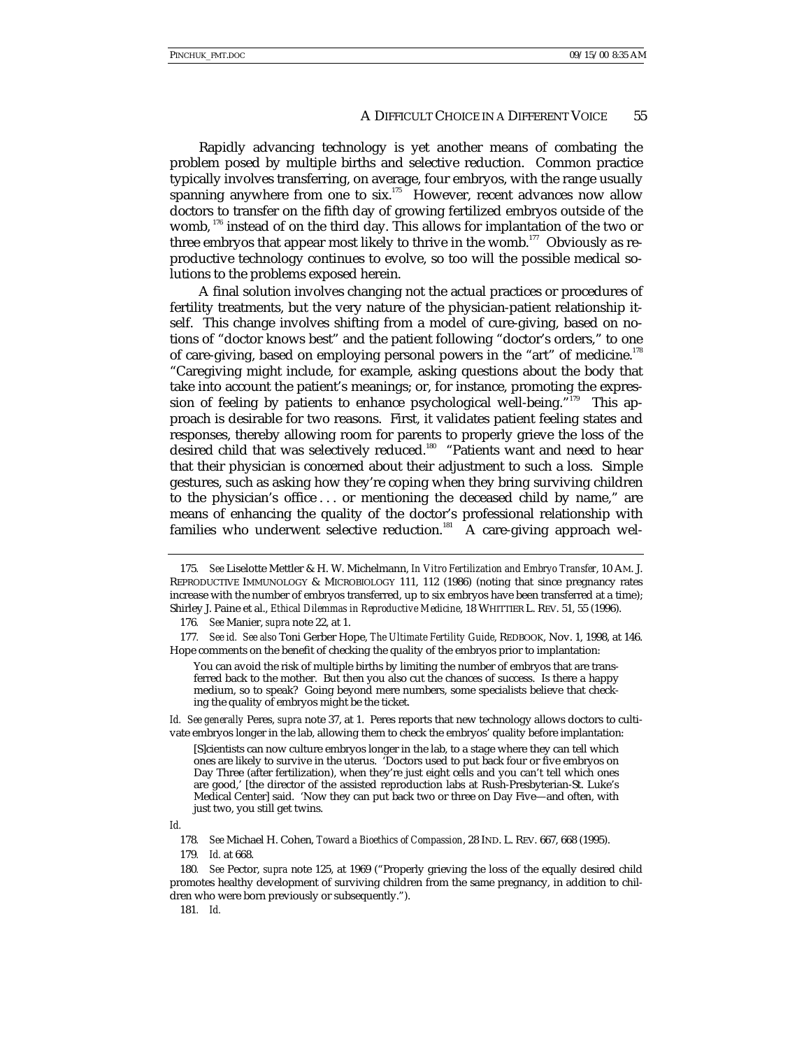Rapidly advancing technology is yet another means of combating the problem posed by multiple births and selective reduction. Common practice typically involves transferring, on average, four embryos, with the range usually spanning anywhere from one to six.[175] However, recent advances now allow doctors to transfer on the fifth day of growing fertilized embryos outside of the womb,[176] instead of on the third day. This allows for implantation of the two or three embryos that appear most likely to thrive in the womb.[177] Obviously as reproductive technology continues to evolve, so too will the possible medical solutions to the problems exposed herein.

A final solution involves changing not the actual practices or procedures of fertility treatments, but the very nature of the physician-patient relationship itself. This change involves shifting from a model of cure-giving, based on notions of "doctor knows best" and the patient following "doctor's orders," to one of care-giving, based on employing personal powers in the "art" of medicine.[178] "Caregiving might include, for example, asking questions about the body that take into account the patient's meanings; or, for instance, promoting the expression of feeling by patients to enhance psychological well-being."[179] This approach is desirable for two reasons. First, it validates patient feeling states and responses, thereby allowing room for parents to properly grieve the loss of the desired child that was selectively reduced.[180] "Patients want and need to hear that their physician is concerned about their adjustment to such a loss. Simple gestures, such as asking how they're coping when they bring surviving children to the physician's office . . . or mentioning the deceased child by name," are means of enhancing the quality of the doctor's professional relationship with families who underwent selective reduction.[181] A care-giving approach wel-

---

175. *See* Liselotte Mettler & H. W. Michelmann, *In Vitro Fertilization and Embryo Transfer*, 10 AM. J. REPRODUCTIVE IMMUNOLOGY & MICROBIOLOGY 111, 112 (1986) (noting that since pregnancy rates increase with the number of embryos transferred, up to six embryos have been transferred at a time); Shirley J. Paine et al., *Ethical Dilemmas in Reproductive Medicine*, 18 WHITTIER L. REV. 51, 55 (1996).

176. *See* Manier, *supra* note 22, at 1.

177. *See id. See also* Toni Gerber Hope, *The Ultimate Fertility Guide*, REDBOOK, Nov. 1, 1998, at 146. Hope comments on the benefit of checking the quality of the embryos prior to implantation:

> You can avoid the risk of multiple births by limiting the number of embryos that are transferred back to the mother. But then you also cut the chances of success. Is there a happy medium, so to speak? Going beyond mere numbers, some specialists believe that checking the quality of embryos might be the ticket.

*Id. See generally* Peres, *supra* note 37, at 1. Peres reports that new technology allows doctors to cultivate embryos longer in the lab, allowing them to check the embryos' quality before implantation:

> [S]cientists can now culture embryos longer in the lab, to a stage where they can tell which ones are likely to survive in the uterus. 'Doctors used to put back four or five embryos on Day Three (after fertilization), when they're just eight cells and you can't tell which ones are good,' [the director of the assisted reproduction labs at Rush-Presbyterian-St. Luke's Medical Center] said. 'Now they can put back two or three on Day Five—and often, with just two, you still get twins.

*Id.*

178. *See* Michael H. Cohen, *Toward a Bioethics of Compassion*, 28 IND. L. REV. 667, 668 (1995).

179. *Id.* at 668.

180. *See* Pector, *supra* note 125, at 1969 ("Properly grieving the loss of the equally desired child promotes healthy development of surviving children from the same pregnancy, in addition to children who were born previously or subsequently.").

181. *Id.*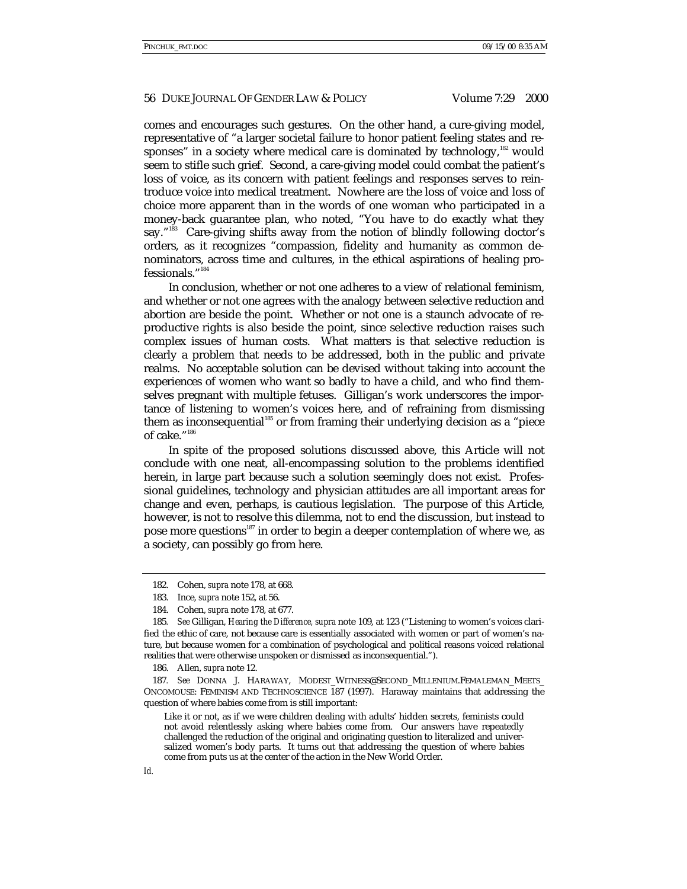comes and encourages such gestures. On the other hand, a cure-giving model, representative of "a larger societal failure to honor patient feeling states and responses" in a society where medical care is dominated by technology,[182] would seem to stifle such grief. Second, a care-giving model could combat the patient's loss of voice, as its concern with patient feelings and responses serves to reintroduce voice into medical treatment. Nowhere are the loss of voice and loss of choice more apparent than in the words of one woman who participated in a money-back guarantee plan, who noted, "You have to do exactly what they say."[183] Care-giving shifts away from the notion of blindly following doctor's orders, as it recognizes "compassion, fidelity and humanity as common denominators, across time and cultures, in the ethical aspirations of healing professionals."[184]

In conclusion, whether or not one adheres to a view of relational feminism, and whether or not one agrees with the analogy between selective reduction and abortion are beside the point. Whether or not one is a staunch advocate of reproductive rights is also beside the point, since selective reduction raises such complex issues of human costs. What matters is that selective reduction is clearly a problem that needs to be addressed, both in the public and private realms. No acceptable solution can be devised without taking into account the experiences of women who want so badly to have a child, and who find themselves pregnant with multiple fetuses. Gilligan's work underscores the importance of listening to women's voices here, and of refraining from dismissing them as inconsequential[185] or from framing their underlying decision as a "piece of cake."[186]

In spite of the proposed solutions discussed above, this Article will not conclude with one neat, all-encompassing solution to the problems identified herein, in large part because such a solution seemingly does not exist. Professional guidelines, technology and physician attitudes are all important areas for change and even, perhaps, is cautious legislation. The purpose of this Article, however, is not to resolve this dilemma, not to end the discussion, but instead to pose more questions[187] in order to begin a deeper contemplation of where we, as a society, can possibly go from here.

---

182. Cohen, *supra* note 178, at 668.

183. Ince, *supra* note 152, at 56.

184. Cohen, *supra* note 178, at 677.

185. *See* Gilligan, *Hearing the Difference, supra* note 109, at 123 ("Listening to women's voices clarified the ethic of care, not because care is essentially associated with women or part of women's nature, but because women for a combination of psychological and political reasons voiced relational realities that were otherwise unspoken or dismissed as inconsequential.").

186. Allen, *supra* note 12.

187. *See* DONNA J. HARAWAY, MODEST_WITNESS@SECOND_MILLENIUM.FEMALEMAN_MEETS_ONCOMOUSE: FEMINISM AND TECHNOSCIENCE 187 (1997). Haraway maintains that addressing the question of where babies come from is still important:

> Like it or not, as if we were children dealing with adults' hidden secrets, feminists could not avoid relentlessly asking where babies come from. Our answers have repeatedly challenged the reduction of the original and originating question to literalized and universalized women's body parts. It turns out that addressing the question of where babies come from puts us at the center of the action in the New World Order.

*Id.*